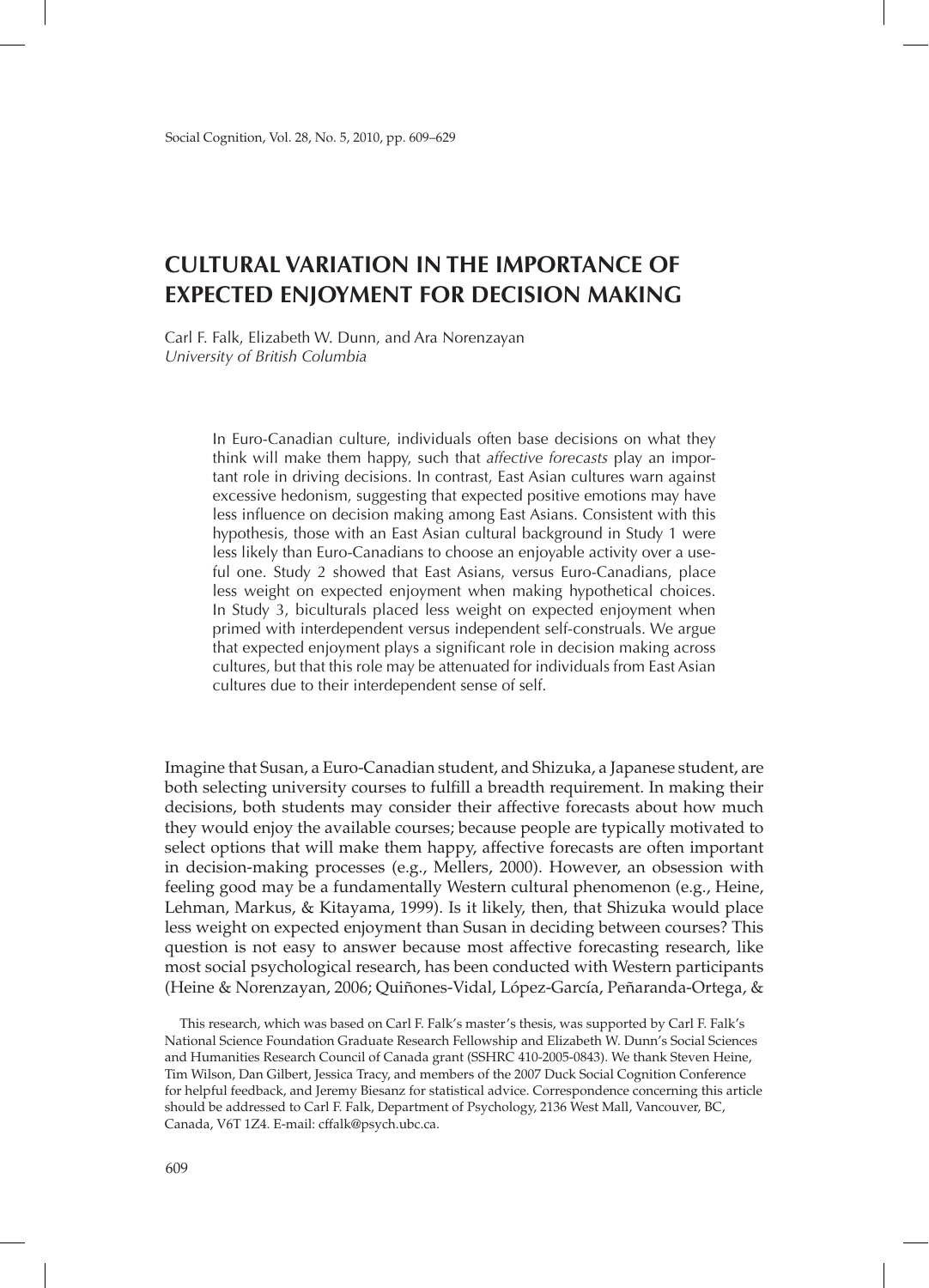# CULTURAL VARIATION IN THE IMPORTANCE OF EXPECTED ENJOYMENT FOR DECISION MAKING

Carl F. Falk, Elizabeth W. Dunn, and Ara Norenzayan
*University of British Columbia*

> In Euro-Canadian culture, individuals often base decisions on what they think will make them happy, such that *affective forecasts* play an important role in driving decisions. In contrast, East Asian cultures warn against excessive hedonism, suggesting that expected positive emotions may have less influence on decision making among East Asians. Consistent with this hypothesis, those with an East Asian cultural background in Study 1 were less likely than Euro-Canadians to choose an enjoyable activity over a useful one. Study 2 showed that East Asians, versus Euro-Canadians, place less weight on expected enjoyment when making hypothetical choices. In Study 3, biculturals placed less weight on expected enjoyment when primed with interdependent versus independent self-construals. We argue that expected enjoyment plays a significant role in decision making across cultures, but that this role may be attenuated for individuals from East Asian cultures due to their interdependent sense of self.

Imagine that Susan, a Euro-Canadian student, and Shizuka, a Japanese student, are both selecting university courses to fulfill a breadth requirement. In making their decisions, both students may consider their affective forecasts about how much they would enjoy the available courses; because people are typically motivated to select options that will make them happy, affective forecasts are often important in decision-making processes (e.g., Mellers, 2000). However, an obsession with feeling good may be a fundamentally Western cultural phenomenon (e.g., Heine, Lehman, Markus, & Kitayama, 1999). Is it likely, then, that Shizuka would place less weight on expected enjoyment than Susan in deciding between courses? This question is not easy to answer because most affective forecasting research, like most social psychological research, has been conducted with Western participants (Heine & Norenzayan, 2006; Quiñones-Vidal, López-García, Peñaranda-Ortega, &

This research, which was based on Carl F. Falk's master's thesis, was supported by Carl F. Falk's National Science Foundation Graduate Research Fellowship and Elizabeth W. Dunn's Social Sciences and Humanities Research Council of Canada grant (SSHRC 410-2005-0843). We thank Steven Heine, Tim Wilson, Dan Gilbert, Jessica Tracy, and members of the 2007 Duck Social Cognition Conference for helpful feedback, and Jeremy Biesanz for statistical advice. Correspondence concerning this article should be addressed to Carl F. Falk, Department of Psychology, 2136 West Mall, Vancouver, BC, Canada, V6T 1Z4. E-mail: cffalk@psych.ubc.ca.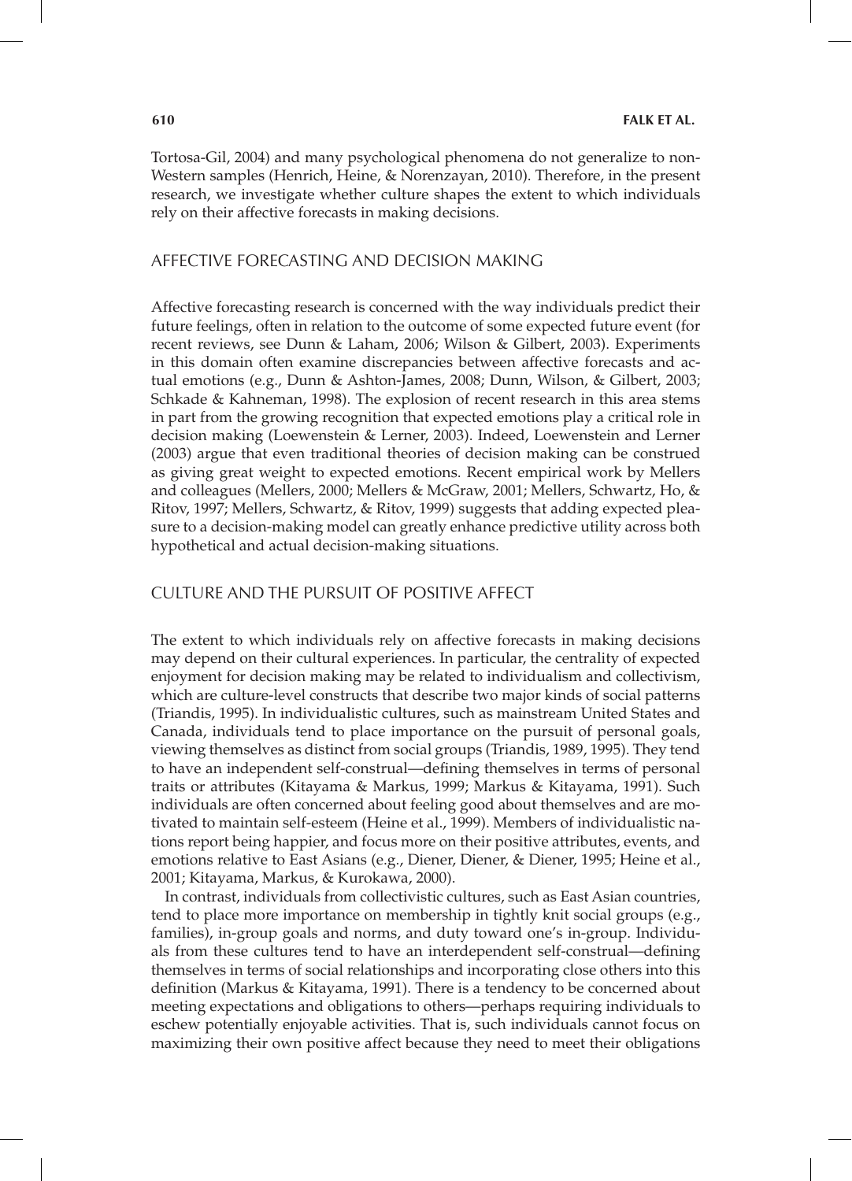Tortosa-Gil, 2004) and many psychological phenomena do not generalize to non-Western samples (Henrich, Heine, & Norenzayan, 2010). Therefore, in the present research, we investigate whether culture shapes the extent to which individuals rely on their affective forecasts in making decisions.

## AFFECTIVE FORECASTING AND DECISION MAKING

Affective forecasting research is concerned with the way individuals predict their future feelings, often in relation to the outcome of some expected future event (for recent reviews, see Dunn & Laham, 2006; Wilson & Gilbert, 2003). Experiments in this domain often examine discrepancies between affective forecasts and actual emotions (e.g., Dunn & Ashton-James, 2008; Dunn, Wilson, & Gilbert, 2003; Schkade & Kahneman, 1998). The explosion of recent research in this area stems in part from the growing recognition that expected emotions play a critical role in decision making (Loewenstein & Lerner, 2003). Indeed, Loewenstein and Lerner (2003) argue that even traditional theories of decision making can be construed as giving great weight to expected emotions. Recent empirical work by Mellers and colleagues (Mellers, 2000; Mellers & McGraw, 2001; Mellers, Schwartz, Ho, & Ritov, 1997; Mellers, Schwartz, & Ritov, 1999) suggests that adding expected pleasure to a decision-making model can greatly enhance predictive utility across both hypothetical and actual decision-making situations.

## CULTURE AND THE PURSUIT OF POSITIVE AFFECT

The extent to which individuals rely on affective forecasts in making decisions may depend on their cultural experiences. In particular, the centrality of expected enjoyment for decision making may be related to individualism and collectivism, which are culture-level constructs that describe two major kinds of social patterns (Triandis, 1995). In individualistic cultures, such as mainstream United States and Canada, individuals tend to place importance on the pursuit of personal goals, viewing themselves as distinct from social groups (Triandis, 1989, 1995). They tend to have an independent self-construal—defining themselves in terms of personal traits or attributes (Kitayama & Markus, 1999; Markus & Kitayama, 1991). Such individuals are often concerned about feeling good about themselves and are motivated to maintain self-esteem (Heine et al., 1999). Members of individualistic nations report being happier, and focus more on their positive attributes, events, and emotions relative to East Asians (e.g., Diener, Diener, & Diener, 1995; Heine et al., 2001; Kitayama, Markus, & Kurokawa, 2000).

In contrast, individuals from collectivistic cultures, such as East Asian countries, tend to place more importance on membership in tightly knit social groups (e.g., families), in-group goals and norms, and duty toward one's in-group. Individuals from these cultures tend to have an interdependent self-construal—defining themselves in terms of social relationships and incorporating close others into this definition (Markus & Kitayama, 1991). There is a tendency to be concerned about meeting expectations and obligations to others—perhaps requiring individuals to eschew potentially enjoyable activities. That is, such individuals cannot focus on maximizing their own positive affect because they need to meet their obligations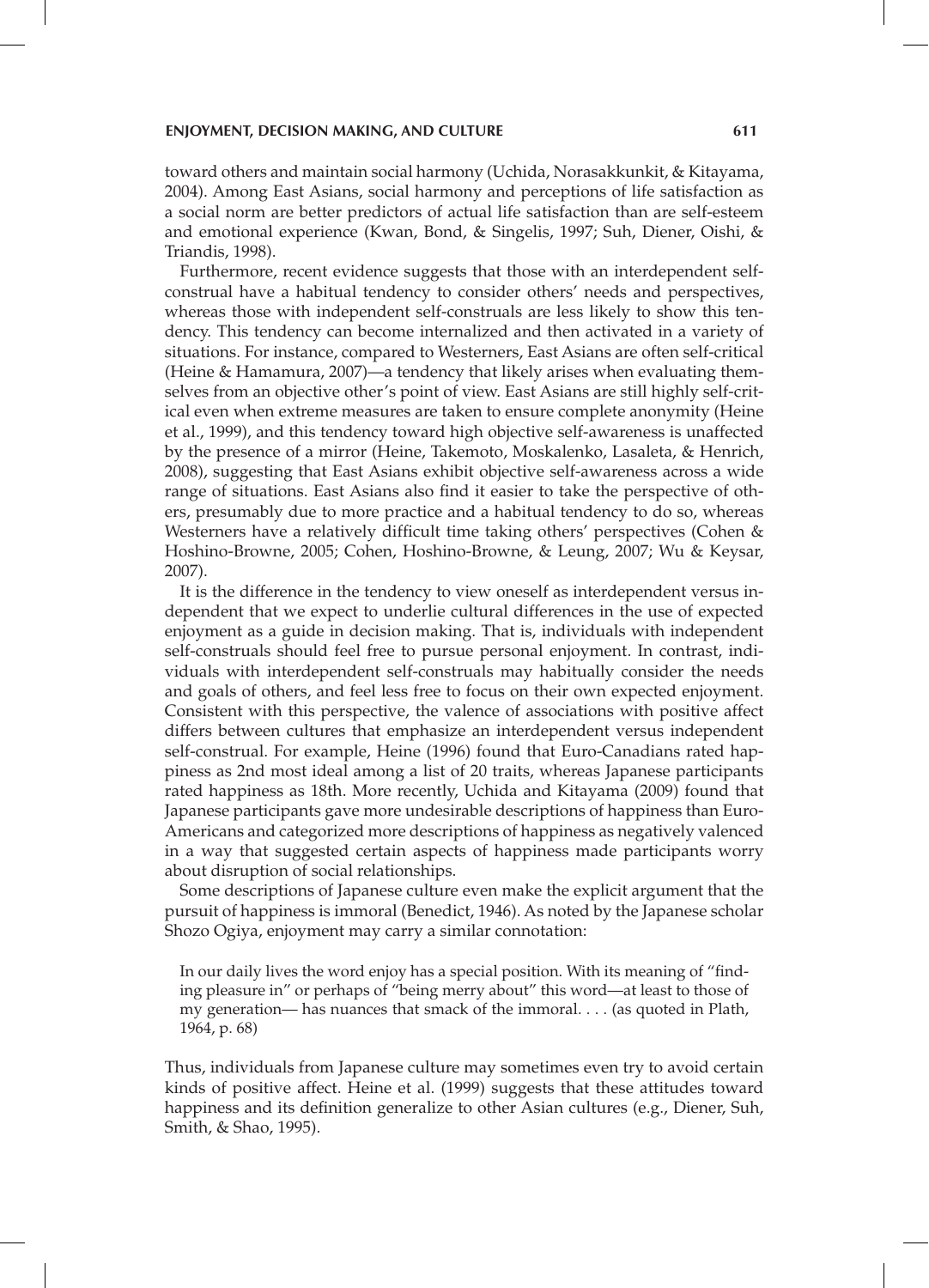toward others and maintain social harmony (Uchida, Norasakkunkit, & Kitayama, 2004). Among East Asians, social harmony and perceptions of life satisfaction as a social norm are better predictors of actual life satisfaction than are self-esteem and emotional experience (Kwan, Bond, & Singelis, 1997; Suh, Diener, Oishi, & Triandis, 1998).

Furthermore, recent evidence suggests that those with an interdependent self-construal have a habitual tendency to consider others' needs and perspectives, whereas those with independent self-construals are less likely to show this tendency. This tendency can become internalized and then activated in a variety of situations. For instance, compared to Westerners, East Asians are often self-critical (Heine & Hamamura, 2007)—a tendency that likely arises when evaluating themselves from an objective other's point of view. East Asians are still highly self-critical even when extreme measures are taken to ensure complete anonymity (Heine et al., 1999), and this tendency toward high objective self-awareness is unaffected by the presence of a mirror (Heine, Takemoto, Moskalenko, Lasaleta, & Henrich, 2008), suggesting that East Asians exhibit objective self-awareness across a wide range of situations. East Asians also find it easier to take the perspective of others, presumably due to more practice and a habitual tendency to do so, whereas Westerners have a relatively difficult time taking others' perspectives (Cohen & Hoshino-Browne, 2005; Cohen, Hoshino-Browne, & Leung, 2007; Wu & Keysar, 2007).

It is the difference in the tendency to view oneself as interdependent versus independent that we expect to underlie cultural differences in the use of expected enjoyment as a guide in decision making. That is, individuals with independent self-construals should feel free to pursue personal enjoyment. In contrast, individuals with interdependent self-construals may habitually consider the needs and goals of others, and feel less free to focus on their own expected enjoyment. Consistent with this perspective, the valence of associations with positive affect differs between cultures that emphasize an interdependent versus independent self-construal. For example, Heine (1996) found that Euro-Canadians rated happiness as 2nd most ideal among a list of 20 traits, whereas Japanese participants rated happiness as 18th. More recently, Uchida and Kitayama (2009) found that Japanese participants gave more undesirable descriptions of happiness than Euro-Americans and categorized more descriptions of happiness as negatively valenced in a way that suggested certain aspects of happiness made participants worry about disruption of social relationships.

Some descriptions of Japanese culture even make the explicit argument that the pursuit of happiness is immoral (Benedict, 1946). As noted by the Japanese scholar Shozo Ogiya, enjoyment may carry a similar connotation:

> In our daily lives the word enjoy has a special position. With its meaning of "finding pleasure in" or perhaps of "being merry about" this word—at least to those of my generation— has nuances that smack of the immoral. . . . (as quoted in Plath, 1964, p. 68)

Thus, individuals from Japanese culture may sometimes even try to avoid certain kinds of positive affect. Heine et al. (1999) suggests that these attitudes toward happiness and its definition generalize to other Asian cultures (e.g., Diener, Suh, Smith, & Shao, 1995).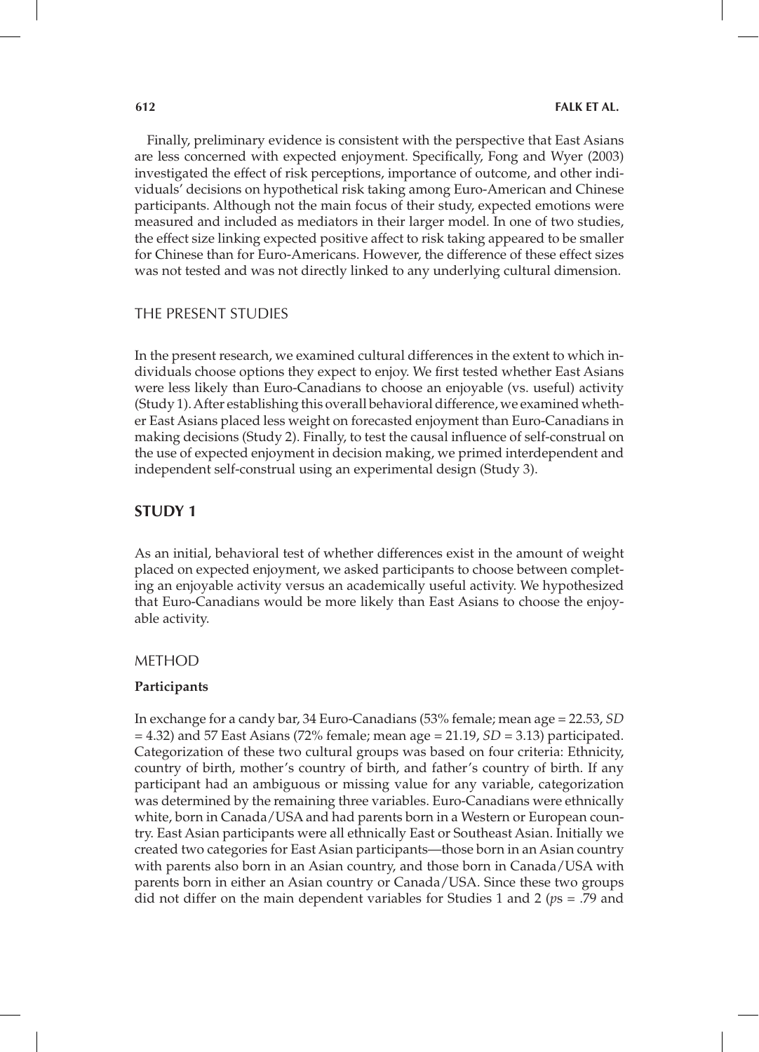Finally, preliminary evidence is consistent with the perspective that East Asians are less concerned with expected enjoyment. Specifically, Fong and Wyer (2003) investigated the effect of risk perceptions, importance of outcome, and other individuals' decisions on hypothetical risk taking among Euro-American and Chinese participants. Although not the main focus of their study, expected emotions were measured and included as mediators in their larger model. In one of two studies, the effect size linking expected positive affect to risk taking appeared to be smaller for Chinese than for Euro-Americans. However, the difference of these effect sizes was not tested and was not directly linked to any underlying cultural dimension.

## THE PRESENT STUDIES

In the present research, we examined cultural differences in the extent to which individuals choose options they expect to enjoy. We first tested whether East Asians were less likely than Euro-Canadians to choose an enjoyable (vs. useful) activity (Study 1). After establishing this overall behavioral difference, we examined whether East Asians placed less weight on forecasted enjoyment than Euro-Canadians in making decisions (Study 2). Finally, to test the causal influence of self-construal on the use of expected enjoyment in decision making, we primed interdependent and independent self-construal using an experimental design (Study 3).

## STUDY 1

As an initial, behavioral test of whether differences exist in the amount of weight placed on expected enjoyment, we asked participants to choose between completing an enjoyable activity versus an academically useful activity. We hypothesized that Euro-Canadians would be more likely than East Asians to choose the enjoyable activity.

### METHOD

#### Participants

In exchange for a candy bar, 34 Euro-Canadians (53% female; mean age = 22.53, *SD* = 4.32) and 57 East Asians (72% female; mean age = 21.19, *SD* = 3.13) participated. Categorization of these two cultural groups was based on four criteria: Ethnicity, country of birth, mother's country of birth, and father's country of birth. If any participant had an ambiguous or missing value for any variable, categorization was determined by the remaining three variables. Euro-Canadians were ethnically white, born in Canada/USA and had parents born in a Western or European country. East Asian participants were all ethnically East or Southeast Asian. Initially we created two categories for East Asian participants—those born in an Asian country with parents also born in an Asian country, and those born in Canada/USA with parents born in either an Asian country or Canada/USA. Since these two groups did not differ on the main dependent variables for Studies 1 and 2 (*p*s = .79 and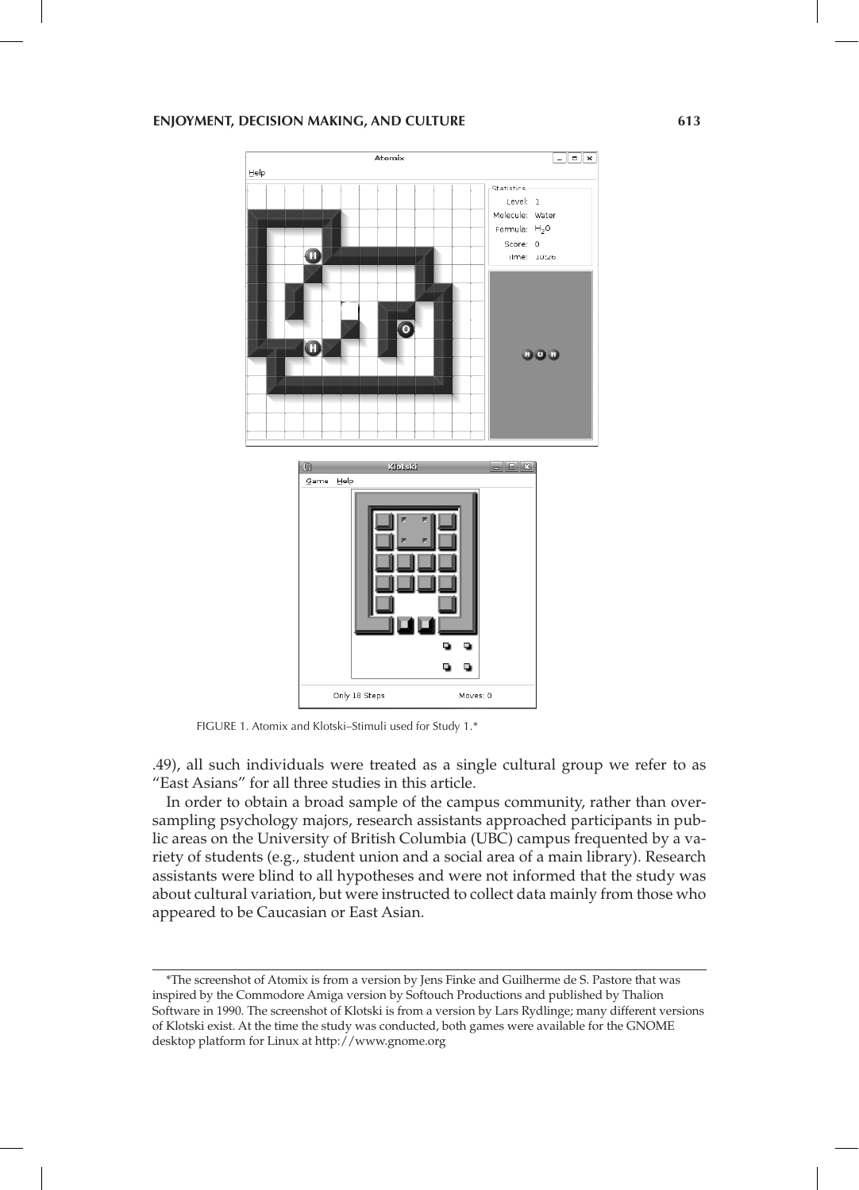FIGURE 1. Atomix and Klotski–Stimuli used for Study 1.*

.49), all such individuals were treated as a single cultural group we refer to as "East Asians" for all three studies in this article.

In order to obtain a broad sample of the campus community, rather than oversampling psychology majors, research assistants approached participants in public areas on the University of British Columbia (UBC) campus frequented by a variety of students (e.g., student union and a social area of a main library). Research assistants were blind to all hypotheses and were not informed that the study was about cultural variation, but were instructed to collect data mainly from those who appeared to be Caucasian or East Asian.

*The screenshot of Atomix is from a version by Jens Finke and Guilherme de S. Pastore that was inspired by the Commodore Amiga version by Softouch Productions and published by Thalion Software in 1990. The screenshot of Klotski is from a version by Lars Rydlinge; many different versions of Klotski exist. At the time the study was conducted, both games were available for the GNOME desktop platform for Linux at http://www.gnome.org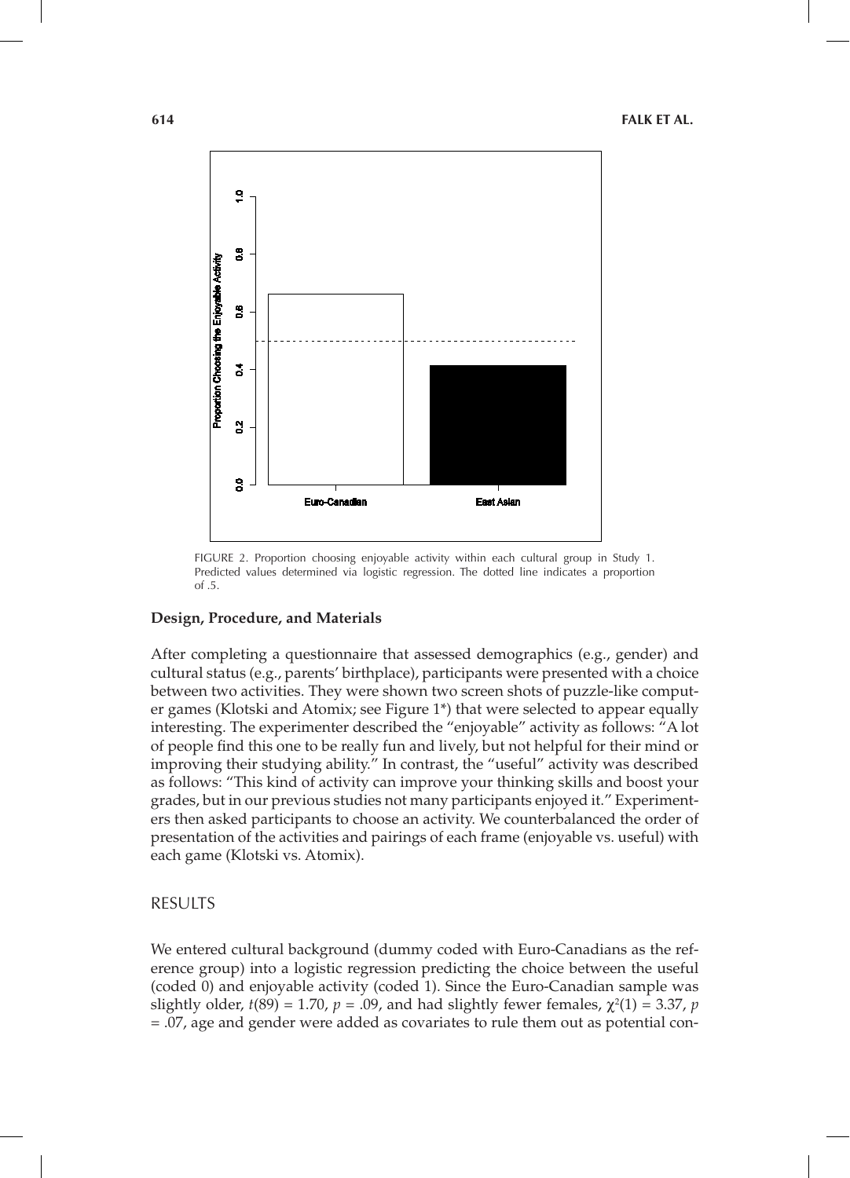FIGURE 2. Proportion choosing enjoyable activity within each cultural group in Study 1. Predicted values determined via logistic regression. The dotted line indicates a proportion of .5.

### Design, Procedure, and Materials

After completing a questionnaire that assessed demographics (e.g., gender) and cultural status (e.g., parents' birthplace), participants were presented with a choice between two activities. They were shown two screen shots of puzzle-like computer games (Klotski and Atomix; see Figure 1*) that were selected to appear equally interesting. The experimenter described the "enjoyable" activity as follows: "A lot of people find this one to be really fun and lively, but not helpful for their mind or improving their studying ability." In contrast, the "useful" activity was described as follows: "This kind of activity can improve your thinking skills and boost your grades, but in our previous studies not many participants enjoyed it." Experimenters then asked participants to choose an activity. We counterbalanced the order of presentation of the activities and pairings of each frame (enjoyable vs. useful) with each game (Klotski vs. Atomix).

## RESULTS

We entered cultural background (dummy coded with Euro-Canadians as the reference group) into a logistic regression predicting the choice between the useful (coded 0) and enjoyable activity (coded 1). Since the Euro-Canadian sample was slightly older, $t(89) = 1.70$, $p = .09$, and had slightly fewer females, $\chi^2(1) = 3.37$, $p = .07$, age and gender were added as covariates to rule them out as potential con-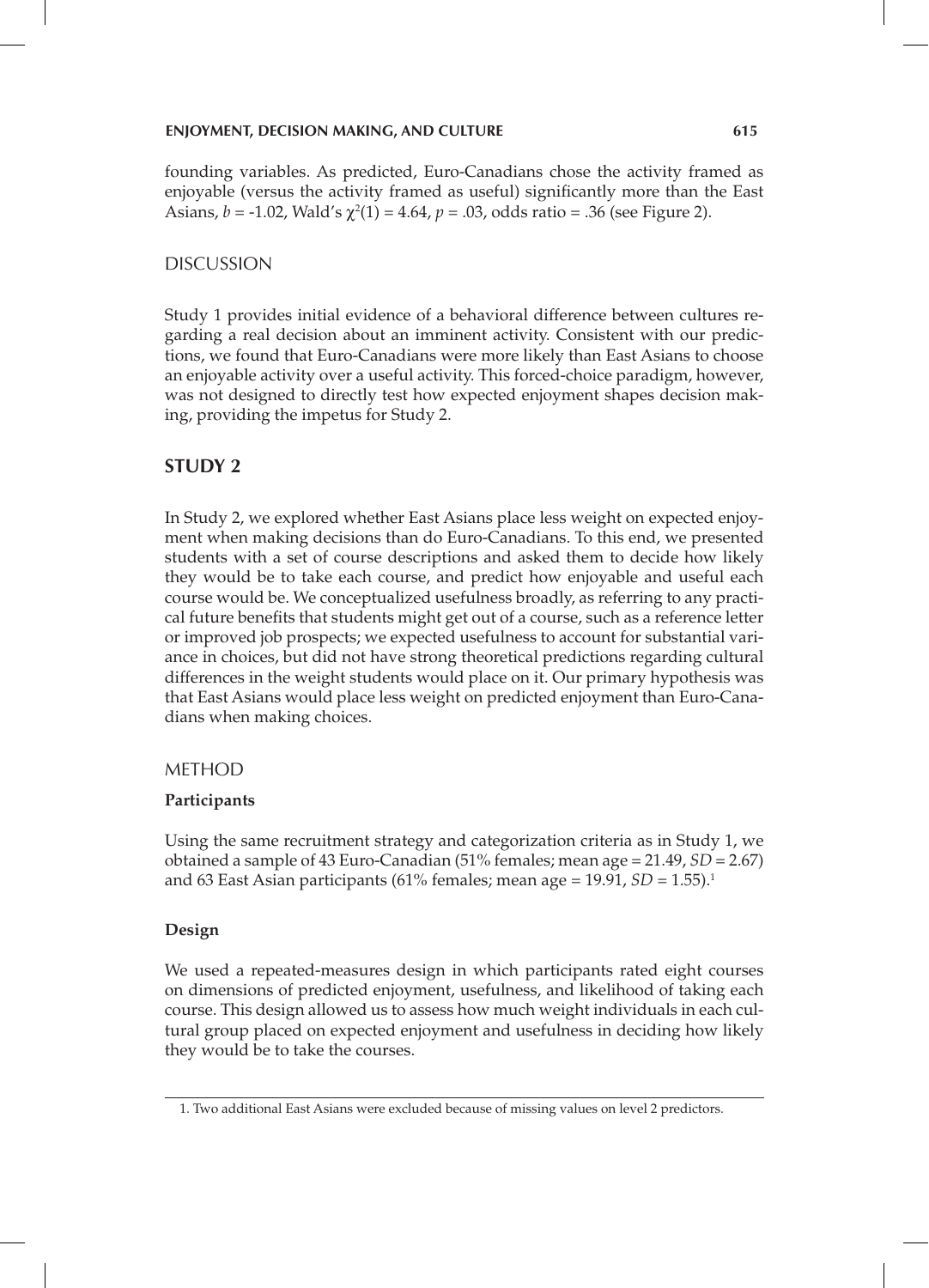founding variables. As predicted, Euro-Canadians chose the activity framed as enjoyable (versus the activity framed as useful) significantly more than the East Asians, $b = -1.02$, Wald's $\chi^2(1) = 4.64$, $p = .03$, odds ratio = .36 (see Figure 2).

## DISCUSSION

Study 1 provides initial evidence of a behavioral difference between cultures regarding a real decision about an imminent activity. Consistent with our predictions, we found that Euro-Canadians were more likely than East Asians to choose an enjoyable activity over a useful activity. This forced-choice paradigm, however, was not designed to directly test how expected enjoyment shapes decision making, providing the impetus for Study 2.

# STUDY 2

In Study 2, we explored whether East Asians place less weight on expected enjoyment when making decisions than do Euro-Canadians. To this end, we presented students with a set of course descriptions and asked them to decide how likely they would be to take each course, and predict how enjoyable and useful each course would be. We conceptualized usefulness broadly, as referring to any practical future benefits that students might get out of a course, such as a reference letter or improved job prospects; we expected usefulness to account for substantial variance in choices, but did not have strong theoretical predictions regarding cultural differences in the weight students would place on it. Our primary hypothesis was that East Asians would place less weight on predicted enjoyment than Euro-Canadians when making choices.

## METHOD

### Participants

Using the same recruitment strategy and categorization criteria as in Study 1, we obtained a sample of 43 Euro-Canadian (51% females; mean age = 21.49, *SD* = 2.67) and 63 East Asian participants (61% females; mean age = 19.91, *SD* = 1.55).[1]

### Design

We used a repeated-measures design in which participants rated eight courses on dimensions of predicted enjoyment, usefulness, and likelihood of taking each course. This design allowed us to assess how much weight individuals in each cultural group placed on expected enjoyment and usefulness in deciding how likely they would be to take the courses.

1. Two additional East Asians were excluded because of missing values on level 2 predictors.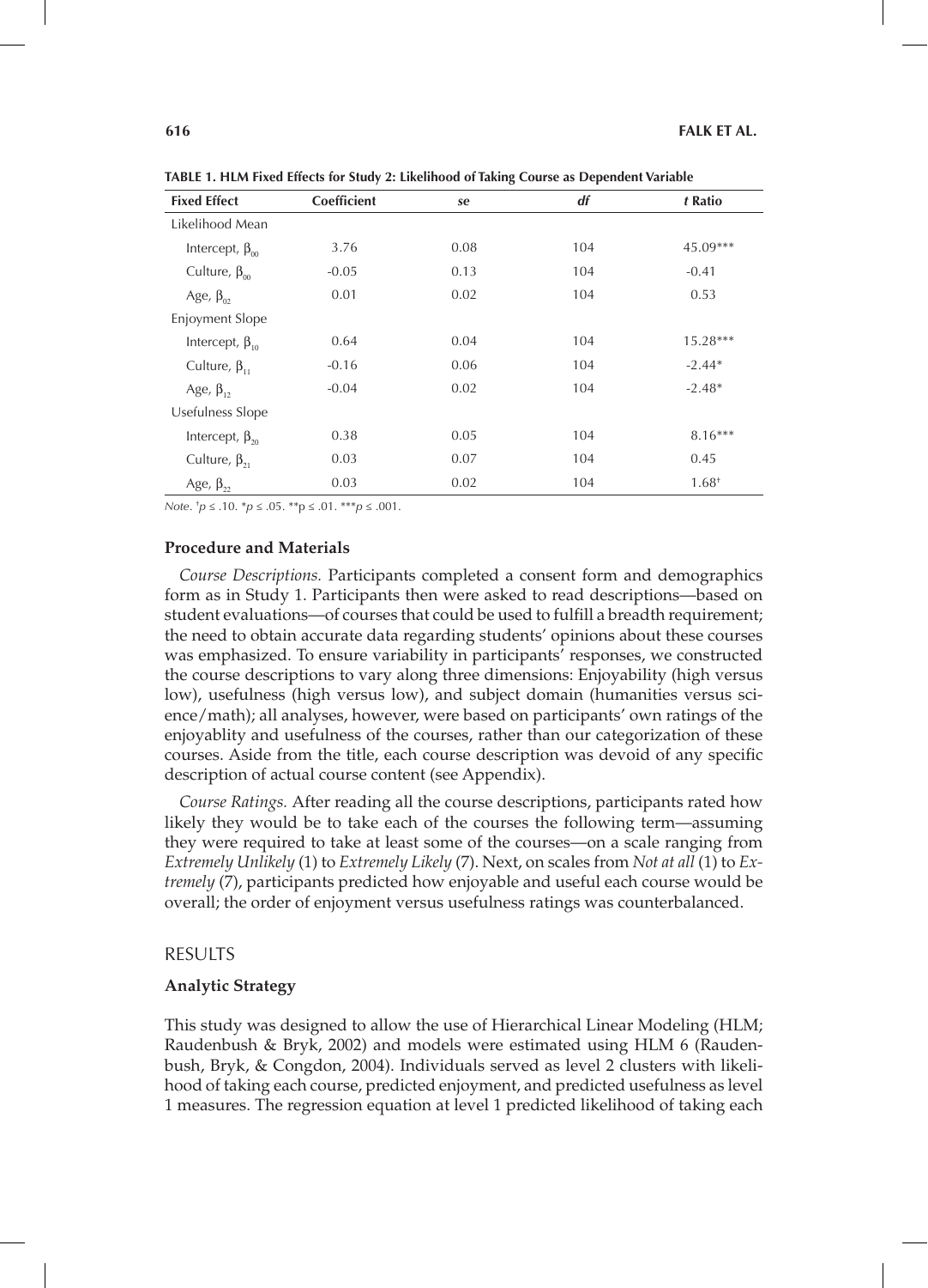**TABLE 1. HLM Fixed Effects for Study 2: Likelihood of Taking Course as Dependent Variable**

| Fixed Effect | Coefficient | *se* | *df* | *t* Ratio |
|---|---|---|---|---|
| Likelihood Mean | | | | |
| Intercept, $\beta_{00}$ | 3.76 | 0.08 | 104 | 45.09*** |
| Culture, $\beta_{00}$ | -0.05 | 0.13 | 104 | -0.41 |
| Age, $\beta_{02}$ | 0.01 | 0.02 | 104 | 0.53 |
| Enjoyment Slope | | | | |
| Intercept, $\beta_{10}$ | 0.64 | 0.04 | 104 | 15.28*** |
| Culture, $\beta_{11}$ | -0.16 | 0.06 | 104 | -2.44* |
| Age, $\beta_{12}$ | -0.04 | 0.02 | 104 | -2.48* |
| Usefulness Slope | | | | |
| Intercept, $\beta_{20}$ | 0.38 | 0.05 | 104 | 8.16*** |
| Culture, $\beta_{21}$ | 0.03 | 0.07 | 104 | 0.45 |
| Age, $\beta_{22}$ | 0.03 | 0.02 | 104 | 1.68† |

*Note*. †$p \leq .10$. *$p \leq .05$. **$p \leq .01$. ***$p \leq .001$.

### Procedure and Materials

*Course Descriptions.* Participants completed a consent form and demographics form as in Study 1. Participants then were asked to read descriptions—based on student evaluations—of courses that could be used to fulfill a breadth requirement; the need to obtain accurate data regarding students' opinions about these courses was emphasized. To ensure variability in participants' responses, we constructed the course descriptions to vary along three dimensions: Enjoyability (high versus low), usefulness (high versus low), and subject domain (humanities versus science/math); all analyses, however, were based on participants' own ratings of the enjoyablity and usefulness of the courses, rather than our categorization of these courses. Aside from the title, each course description was devoid of any specific description of actual course content (see Appendix).

*Course Ratings.* After reading all the course descriptions, participants rated how likely they would be to take each of the courses the following term—assuming they were required to take at least some of the courses—on a scale ranging from *Extremely Unlikely* (1) to *Extremely Likely* (7). Next, on scales from *Not at all* (1) to *Extremely* (7), participants predicted how enjoyable and useful each course would be overall; the order of enjoyment versus usefulness ratings was counterbalanced.

## RESULTS

### Analytic Strategy

This study was designed to allow the use of Hierarchical Linear Modeling (HLM; Raudenbush & Bryk, 2002) and models were estimated using HLM 6 (Raudenbush, Bryk, & Congdon, 2004). Individuals served as level 2 clusters with likelihood of taking each course, predicted enjoyment, and predicted usefulness as level 1 measures. The regression equation at level 1 predicted likelihood of taking each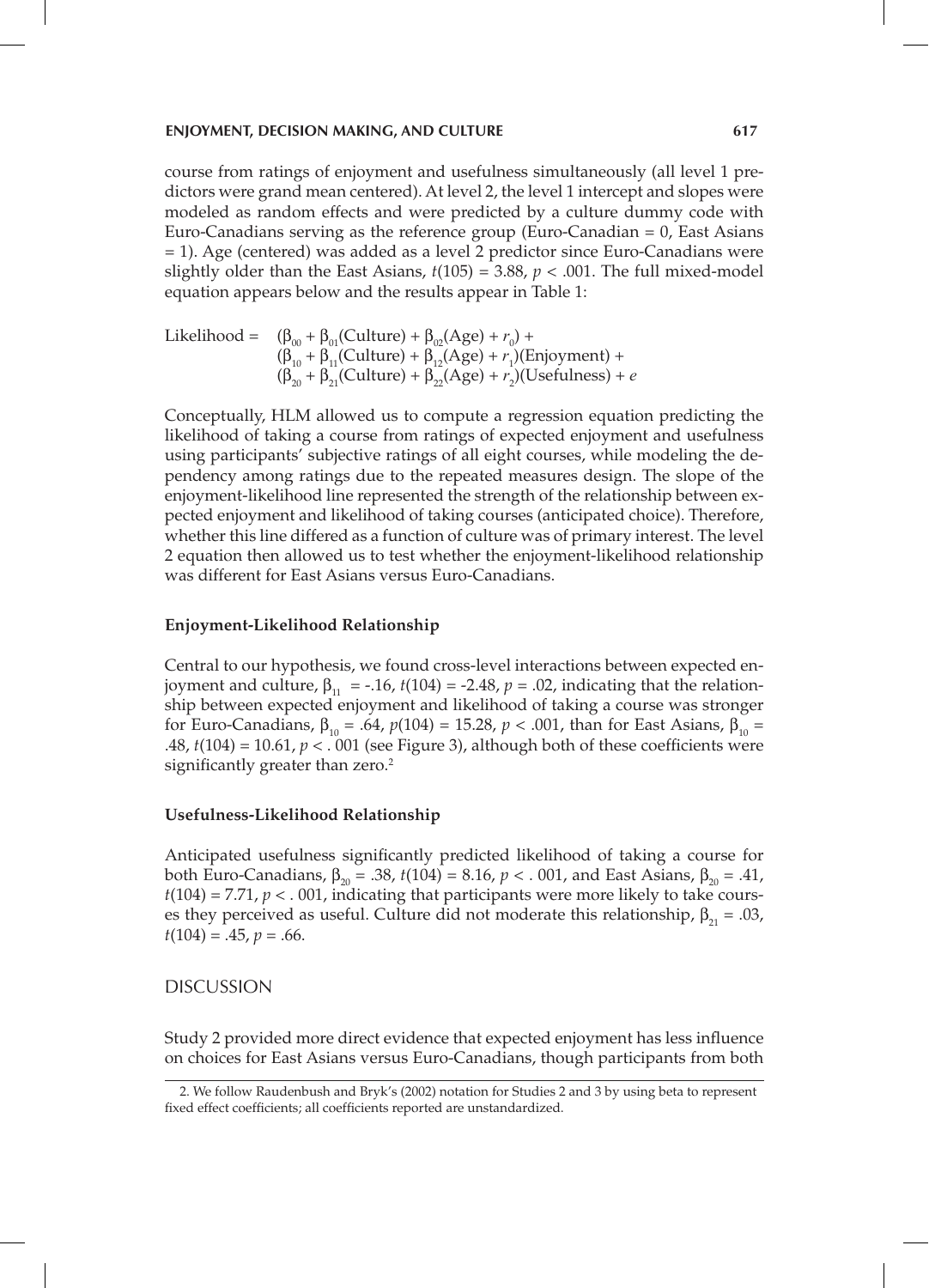course from ratings of enjoyment and usefulness simultaneously (all level 1 predictors were grand mean centered). At level 2, the level 1 intercept and slopes were modeled as random effects and were predicted by a culture dummy code with Euro-Canadians serving as the reference group (Euro-Canadian = 0, East Asians = 1). Age (centered) was added as a level 2 predictor since Euro-Canadians were slightly older than the East Asians, $t(105) = 3.88$, $p < .001$. The full mixed-model equation appears below and the results appear in Table 1:

$$
\begin{aligned}
\text{Likelihood} = \; & (\beta_{00} + \beta_{01}(\text{Culture}) + \beta_{02}(\text{Age}) + r_0) + \\
& (\beta_{10} + \beta_{11}(\text{Culture}) + \beta_{12}(\text{Age}) + r_1)(\text{Enjoyment}) + \\
& (\beta_{20} + \beta_{21}(\text{Culture}) + \beta_{22}(\text{Age}) + r_2)(\text{Usefulness}) + e
\end{aligned}
$$

Conceptually, HLM allowed us to compute a regression equation predicting the likelihood of taking a course from ratings of expected enjoyment and usefulness using participants' subjective ratings of all eight courses, while modeling the dependency among ratings due to the repeated measures design. The slope of the enjoyment-likelihood line represented the strength of the relationship between expected enjoyment and likelihood of taking courses (anticipated choice). Therefore, whether this line differed as a function of culture was of primary interest. The level 2 equation then allowed us to test whether the enjoyment-likelihood relationship was different for East Asians versus Euro-Canadians.

### Enjoyment-Likelihood Relationship

Central to our hypothesis, we found cross-level interactions between expected enjoyment and culture, $\beta_{11} = -.16$, $t(104) = -2.48$, $p = .02$, indicating that the relationship between expected enjoyment and likelihood of taking a course was stronger for Euro-Canadians, $\beta_{10} = .64$, $p(104) = 15.28$, $p < .001$, than for East Asians, $\beta_{10} = .48$, $t(104) = 10.61$, $p < .001$ (see Figure 3), although both of these coefficients were significantly greater than zero.[2]

### Usefulness-Likelihood Relationship

Anticipated usefulness significantly predicted likelihood of taking a course for both Euro-Canadians, $\beta_{20} = .38$, $t(104) = 8.16$, $p < .001$, and East Asians, $\beta_{20} = .41$, $t(104) = 7.71$, $p < .001$, indicating that participants were more likely to take courses they perceived as useful. Culture did not moderate this relationship, $\beta_{21} = .03$, $t(104) = .45$, $p = .66$.

## DISCUSSION

Study 2 provided more direct evidence that expected enjoyment has less influence on choices for East Asians versus Euro-Canadians, though participants from both

2. We follow Raudenbush and Bryk's (2002) notation for Studies 2 and 3 by using beta to represent fixed effect coefficients; all coefficients reported are unstandardized.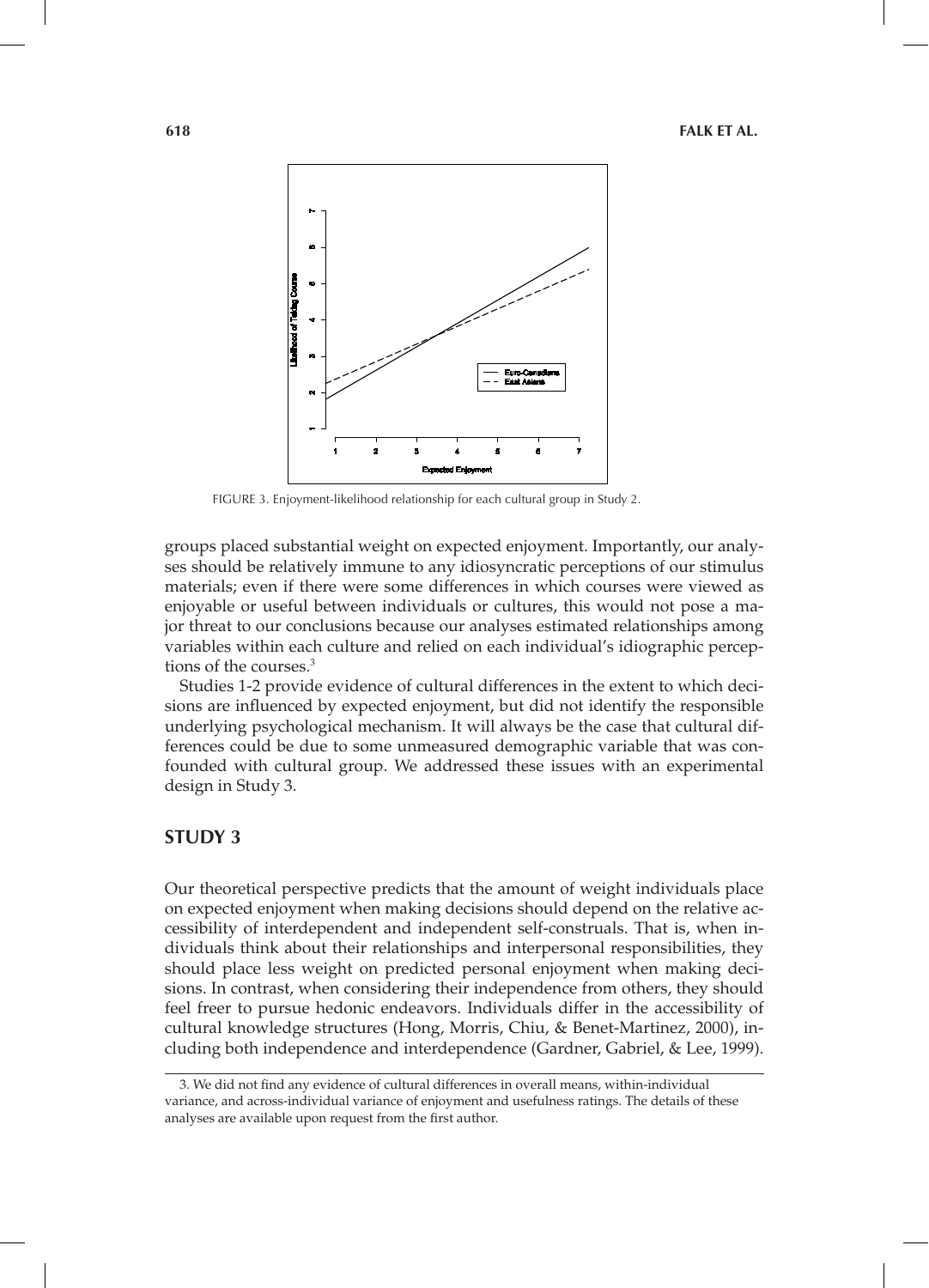FIGURE 3. Enjoyment-likelihood relationship for each cultural group in Study 2.

groups placed substantial weight on expected enjoyment. Importantly, our analyses should be relatively immune to any idiosyncratic perceptions of our stimulus materials; even if there were some differences in which courses were viewed as enjoyable or useful between individuals or cultures, this would not pose a major threat to our conclusions because our analyses estimated relationships among variables within each culture and relied on each individual's idiographic perceptions of the courses.[3]

Studies 1-2 provide evidence of cultural differences in the extent to which decisions are influenced by expected enjoyment, but did not identify the responsible underlying psychological mechanism. It will always be the case that cultural differences could be due to some unmeasured demographic variable that was confounded with cultural group. We addressed these issues with an experimental design in Study 3.

## STUDY 3

Our theoretical perspective predicts that the amount of weight individuals place on expected enjoyment when making decisions should depend on the relative accessibility of interdependent and independent self-construals. That is, when individuals think about their relationships and interpersonal responsibilities, they should place less weight on predicted personal enjoyment when making decisions. In contrast, when considering their independence from others, they should feel freer to pursue hedonic endeavors. Individuals differ in the accessibility of cultural knowledge structures (Hong, Morris, Chiu, & Benet-Martinez, 2000), including both independence and interdependence (Gardner, Gabriel, & Lee, 1999).

3. We did not find any evidence of cultural differences in overall means, within-individual variance, and across-individual variance of enjoyment and usefulness ratings. The details of these analyses are available upon request from the first author.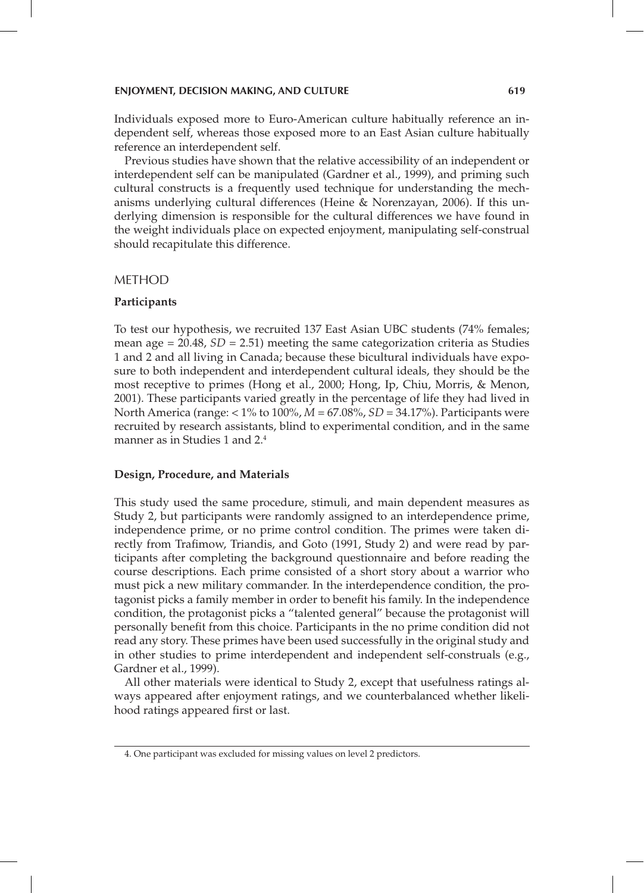Individuals exposed more to Euro-American culture habitually reference an independent self, whereas those exposed more to an East Asian culture habitually reference an interdependent self.

Previous studies have shown that the relative accessibility of an independent or interdependent self can be manipulated (Gardner et al., 1999), and priming such cultural constructs is a frequently used technique for understanding the mechanisms underlying cultural differences (Heine & Norenzayan, 2006). If this underlying dimension is responsible for the cultural differences we have found in the weight individuals place on expected enjoyment, manipulating self-construal should recapitulate this difference.

## METHOD

### Participants

To test our hypothesis, we recruited 137 East Asian UBC students (74% females; mean age = 20.48, *SD* = 2.51) meeting the same categorization criteria as Studies 1 and 2 and all living in Canada; because these bicultural individuals have exposure to both independent and interdependent cultural ideals, they should be the most receptive to primes (Hong et al., 2000; Hong, Ip, Chiu, Morris, & Menon, 2001). These participants varied greatly in the percentage of life they had lived in North America (range: < 1% to 100%, *M* = 67.08%, *SD* = 34.17%). Participants were recruited by research assistants, blind to experimental condition, and in the same manner as in Studies 1 and 2.[4]

### Design, Procedure, and Materials

This study used the same procedure, stimuli, and main dependent measures as Study 2, but participants were randomly assigned to an interdependence prime, independence prime, or no prime control condition. The primes were taken directly from Trafimow, Triandis, and Goto (1991, Study 2) and were read by participants after completing the background questionnaire and before reading the course descriptions. Each prime consisted of a short story about a warrior who must pick a new military commander. In the interdependence condition, the protagonist picks a family member in order to benefit his family. In the independence condition, the protagonist picks a "talented general" because the protagonist will personally benefit from this choice. Participants in the no prime condition did not read any story. These primes have been used successfully in the original study and in other studies to prime interdependent and independent self-construals (e.g., Gardner et al., 1999).

All other materials were identical to Study 2, except that usefulness ratings always appeared after enjoyment ratings, and we counterbalanced whether likelihood ratings appeared first or last.

4. One participant was excluded for missing values on level 2 predictors.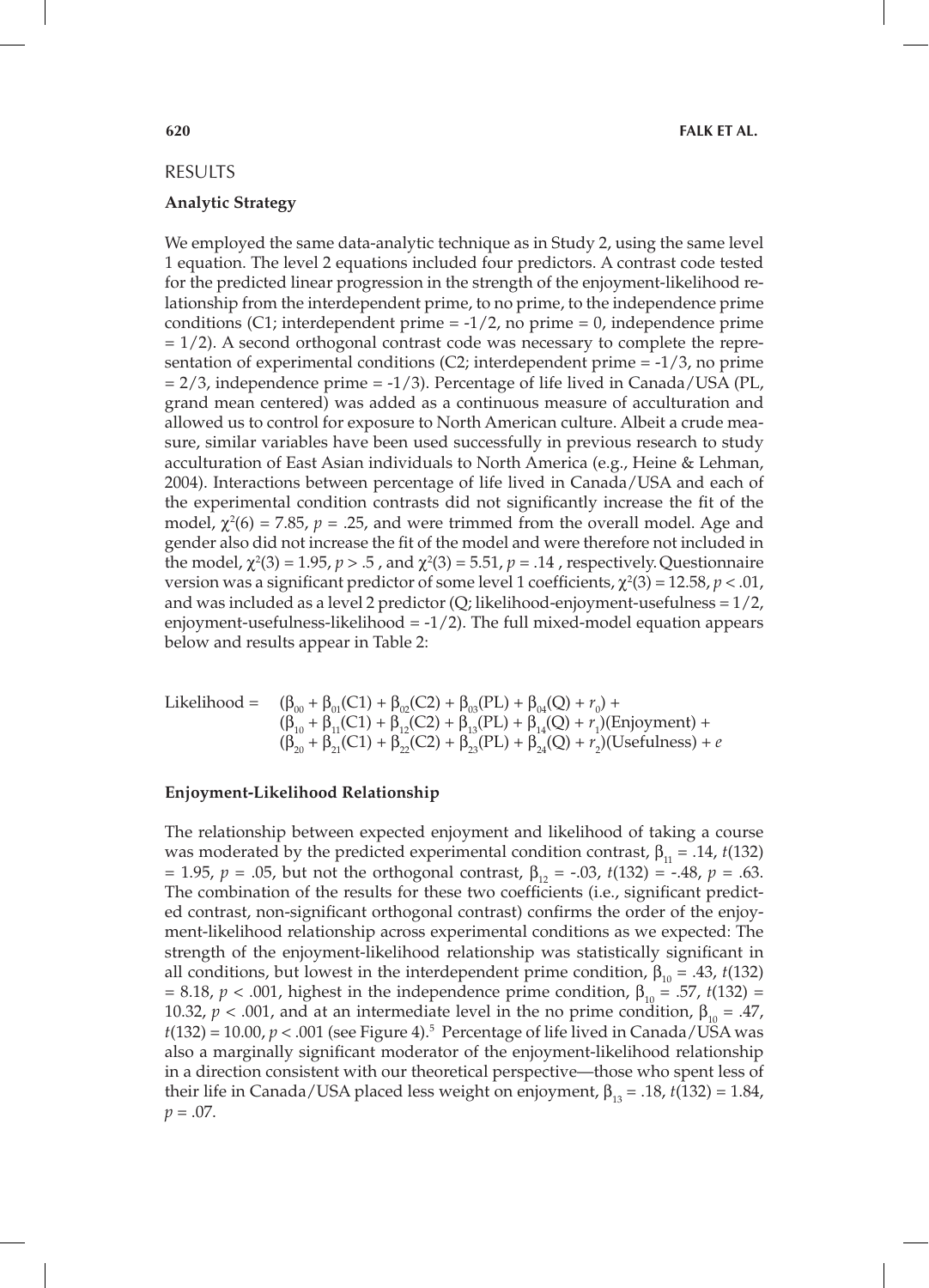## RESULTS

### Analytic Strategy

We employed the same data-analytic technique as in Study 2, using the same level 1 equation. The level 2 equations included four predictors. A contrast code tested for the predicted linear progression in the strength of the enjoyment-likelihood relationship from the interdependent prime, to no prime, to the independence prime conditions (C1; interdependent prime = -1/2, no prime = 0, independence prime = 1/2). A second orthogonal contrast code was necessary to complete the representation of experimental conditions (C2; interdependent prime = -1/3, no prime = 2/3, independence prime = -1/3). Percentage of life lived in Canada/USA (PL, grand mean centered) was added as a continuous measure of acculturation and allowed us to control for exposure to North American culture. Albeit a crude measure, similar variables have been used successfully in previous research to study acculturation of East Asian individuals to North America (e.g., Heine & Lehman, 2004). Interactions between percentage of life lived in Canada/USA and each of the experimental condition contrasts did not significantly increase the fit of the model, $\chi^2(6) = 7.85$, $p = .25$, and were trimmed from the overall model. Age and gender also did not increase the fit of the model and were therefore not included in the model, $\chi^2(3) = 1.95$, $p > .5$ , and $\chi^2(3) = 5.51$, $p = .14$ , respectively. Questionnaire version was a significant predictor of some level 1 coefficients, $\chi^2(3) = 12.58$, $p < .01$, and was included as a level 2 predictor (Q; likelihood-enjoyment-usefulness = 1/2, enjoyment-usefulness-likelihood = -1/2). The full mixed-model equation appears below and results appear in Table 2:

$$
\begin{aligned}
\text{Likelihood} = \; & (\beta_{00} + \beta_{01}(\text{C1}) + \beta_{02}(\text{C2}) + \beta_{03}(\text{PL}) + \beta_{04}(\text{Q}) + r_0) + \\
& (\beta_{10} + \beta_{11}(\text{C1}) + \beta_{12}(\text{C2}) + \beta_{13}(\text{PL}) + \beta_{14}(\text{Q}) + r_1)(\text{Enjoyment}) + \\
& (\beta_{20} + \beta_{21}(\text{C1}) + \beta_{22}(\text{C2}) + \beta_{23}(\text{PL}) + \beta_{24}(\text{Q}) + r_2)(\text{Usefulness}) + e
\end{aligned}
$$

### Enjoyment-Likelihood Relationship

The relationship between expected enjoyment and likelihood of taking a course was moderated by the predicted experimental condition contrast, $\beta_{11} = .14$, $t(132) = 1.95$, $p = .05$, but not the orthogonal contrast, $\beta_{12} = -.03$, $t(132) = -.48$, $p = .63$. The combination of the results for these two coefficients (i.e., significant predicted contrast, non-significant orthogonal contrast) confirms the order of the enjoyment-likelihood relationship across experimental conditions as we expected: The strength of the enjoyment-likelihood relationship was statistically significant in all conditions, but lowest in the interdependent prime condition, $\beta_{10} = .43$, $t(132) = 8.18$, $p < .001$, highest in the independence prime condition, $\beta_{10} = .57$, $t(132) = 10.32$, $p < .001$, and at an intermediate level in the no prime condition, $\beta_{10} = .47$, $t(132) = 10.00$, $p < .001$ (see Figure 4).[5] Percentage of life lived in Canada/USA was also a marginally significant moderator of the enjoyment-likelihood relationship in a direction consistent with our theoretical perspective—those who spent less of their life in Canada/USA placed less weight on enjoyment, $\beta_{13} = .18$, $t(132) = 1.84$, $p = .07$.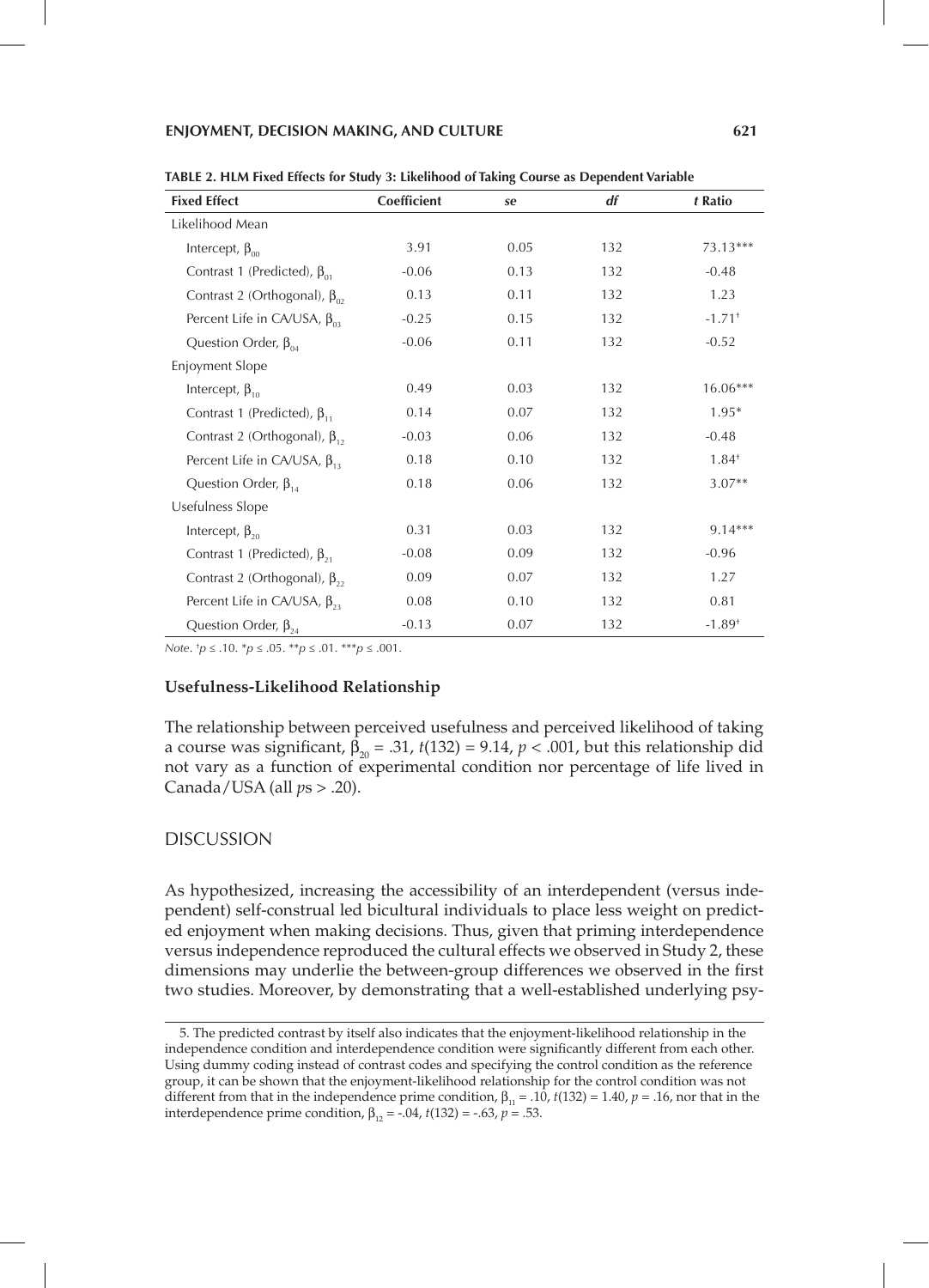**TABLE 2. HLM Fixed Effects for Study 3: Likelihood of Taking Course as Dependent Variable**

| Fixed Effect | Coefficient | *se* | *df* | *t* Ratio |
|---|---|---|---|---|
| Likelihood Mean | | | | |
| Intercept, $\beta_{00}$ | 3.91 | 0.05 | 132 | 73.13*** |
| Contrast 1 (Predicted), $\beta_{01}$ | -0.06 | 0.13 | 132 | -0.48 |
| Contrast 2 (Orthogonal), $\beta_{02}$ | 0.13 | 0.11 | 132 | 1.23 |
| Percent Life in CA/USA, $\beta_{03}$ | -0.25 | 0.15 | 132 | $-1.71^{\dagger}$ |
| Question Order, $\beta_{04}$ | -0.06 | 0.11 | 132 | -0.52 |
| Enjoyment Slope | | | | |
| Intercept, $\beta_{10}$ | 0.49 | 0.03 | 132 | 16.06*** |
| Contrast 1 (Predicted), $\beta_{11}$ | 0.14 | 0.07 | 132 | 1.95* |
| Contrast 2 (Orthogonal), $\beta_{12}$ | -0.03 | 0.06 | 132 | -0.48 |
| Percent Life in CA/USA, $\beta_{13}$ | 0.18 | 0.10 | 132 | $1.84^{\dagger}$ |
| Question Order, $\beta_{14}$ | 0.18 | 0.06 | 132 | 3.07** |
| Usefulness Slope | | | | |
| Intercept, $\beta_{20}$ | 0.31 | 0.03 | 132 | 9.14*** |
| Contrast 1 (Predicted), $\beta_{21}$ | -0.08 | 0.09 | 132 | -0.96 |
| Contrast 2 (Orthogonal), $\beta_{22}$ | 0.09 | 0.07 | 132 | 1.27 |
| Percent Life in CA/USA, $\beta_{23}$ | 0.08 | 0.10 | 132 | 0.81 |
| Question Order, $\beta_{24}$ | -0.13 | 0.07 | 132 | $-1.89^{\dagger}$ |

*Note*. $^{\dagger}p \leq .10$. $^{*}p \leq .05$. $^{**}p \leq .01$. $^{***}p \leq .001$.

### Usefulness-Likelihood Relationship

The relationship between perceived usefulness and perceived likelihood of taking a course was significant, $\beta_{20} = .31$, $t(132) = 9.14$, $p < .001$, but this relationship did not vary as a function of experimental condition nor percentage of life lived in Canada/USA (all *p*s > .20).

## DISCUSSION

As hypothesized, increasing the accessibility of an interdependent (versus independent) self-construal led bicultural individuals to place less weight on predicted enjoyment when making decisions. Thus, given that priming interdependence versus independence reproduced the cultural effects we observed in Study 2, these dimensions may underlie the between-group differences we observed in the first two studies. Moreover, by demonstrating that a well-established underlying psy-

5. The predicted contrast by itself also indicates that the enjoyment-likelihood relationship in the independence condition and interdependence condition were significantly different from each other. Using dummy coding instead of contrast codes and specifying the control condition as the reference group, it can be shown that the enjoyment-likelihood relationship for the control condition was not different from that in the independence prime condition, $\beta_{11} = .10$, $t(132) = 1.40$, $p = .16$, nor that in the interdependence prime condition, $\beta_{12} = -.04$, $t(132) = -.63$, $p = .53$.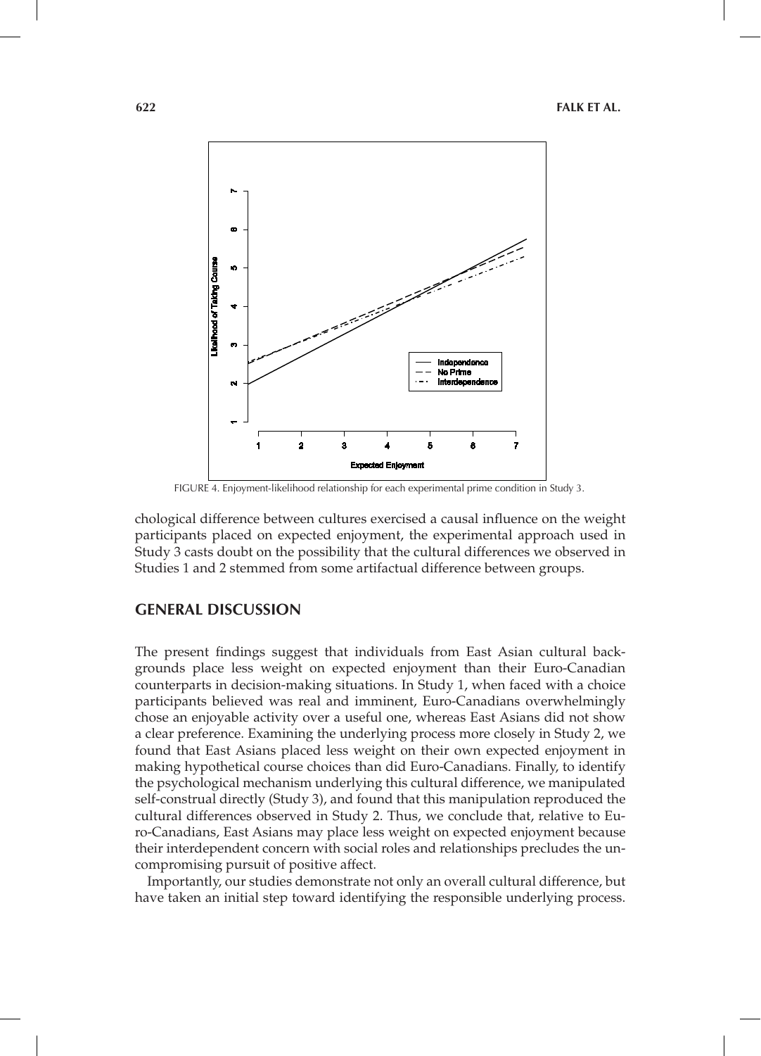FIGURE 4. Enjoyment-likelihood relationship for each experimental prime condition in Study 3.

chological difference between cultures exercised a causal influence on the weight participants placed on expected enjoyment, the experimental approach used in Study 3 casts doubt on the possibility that the cultural differences we observed in Studies 1 and 2 stemmed from some artifactual difference between groups.

## GENERAL DISCUSSION

The present findings suggest that individuals from East Asian cultural backgrounds place less weight on expected enjoyment than their Euro-Canadian counterparts in decision-making situations. In Study 1, when faced with a choice participants believed was real and imminent, Euro-Canadians overwhelmingly chose an enjoyable activity over a useful one, whereas East Asians did not show a clear preference. Examining the underlying process more closely in Study 2, we found that East Asians placed less weight on their own expected enjoyment in making hypothetical course choices than did Euro-Canadians. Finally, to identify the psychological mechanism underlying this cultural difference, we manipulated self-construal directly (Study 3), and found that this manipulation reproduced the cultural differences observed in Study 2. Thus, we conclude that, relative to Euro-Canadians, East Asians may place less weight on expected enjoyment because their interdependent concern with social roles and relationships precludes the uncompromising pursuit of positive affect.

Importantly, our studies demonstrate not only an overall cultural difference, but have taken an initial step toward identifying the responsible underlying process.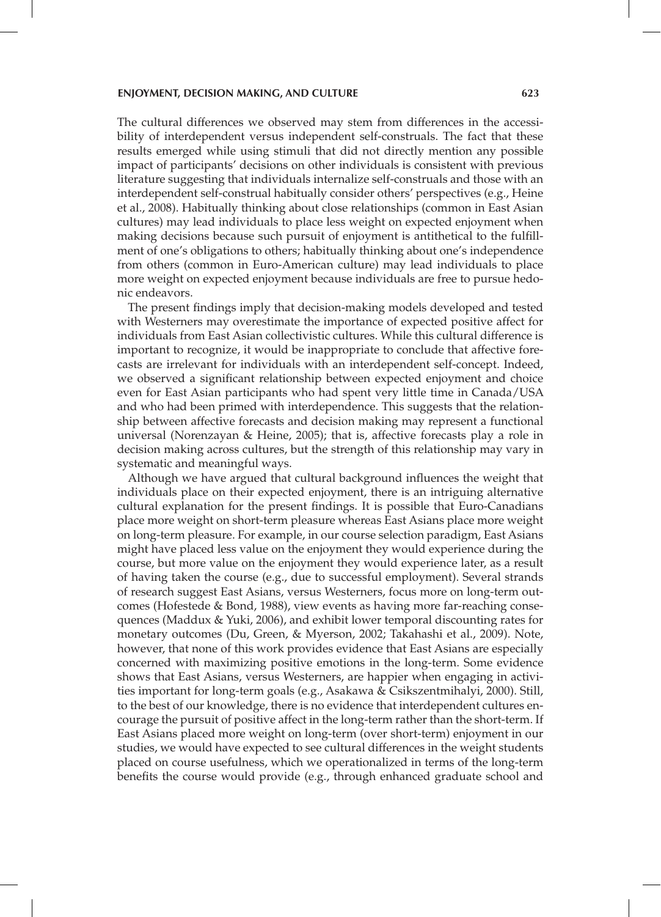The cultural differences we observed may stem from differences in the accessibility of interdependent versus independent self-construals. The fact that these results emerged while using stimuli that did not directly mention any possible impact of participants' decisions on other individuals is consistent with previous literature suggesting that individuals internalize self-construals and those with an interdependent self-construal habitually consider others' perspectives (e.g., Heine et al., 2008). Habitually thinking about close relationships (common in East Asian cultures) may lead individuals to place less weight on expected enjoyment when making decisions because such pursuit of enjoyment is antithetical to the fulfillment of one's obligations to others; habitually thinking about one's independence from others (common in Euro-American culture) may lead individuals to place more weight on expected enjoyment because individuals are free to pursue hedonic endeavors.

The present findings imply that decision-making models developed and tested with Westerners may overestimate the importance of expected positive affect for individuals from East Asian collectivistic cultures. While this cultural difference is important to recognize, it would be inappropriate to conclude that affective forecasts are irrelevant for individuals with an interdependent self-concept. Indeed, we observed a significant relationship between expected enjoyment and choice even for East Asian participants who had spent very little time in Canada/USA and who had been primed with interdependence. This suggests that the relationship between affective forecasts and decision making may represent a functional universal (Norenzayan & Heine, 2005); that is, affective forecasts play a role in decision making across cultures, but the strength of this relationship may vary in systematic and meaningful ways.

Although we have argued that cultural background influences the weight that individuals place on their expected enjoyment, there is an intriguing alternative cultural explanation for the present findings. It is possible that Euro-Canadians place more weight on short-term pleasure whereas East Asians place more weight on long-term pleasure. For example, in our course selection paradigm, East Asians might have placed less value on the enjoyment they would experience during the course, but more value on the enjoyment they would experience later, as a result of having taken the course (e.g., due to successful employment). Several strands of research suggest East Asians, versus Westerners, focus more on long-term outcomes (Hofestede & Bond, 1988), view events as having more far-reaching consequences (Maddux & Yuki, 2006), and exhibit lower temporal discounting rates for monetary outcomes (Du, Green, & Myerson, 2002; Takahashi et al., 2009). Note, however, that none of this work provides evidence that East Asians are especially concerned with maximizing positive emotions in the long-term. Some evidence shows that East Asians, versus Westerners, are happier when engaging in activities important for long-term goals (e.g., Asakawa & Csikszentmihalyi, 2000). Still, to the best of our knowledge, there is no evidence that interdependent cultures encourage the pursuit of positive affect in the long-term rather than the short-term. If East Asians placed more weight on long-term (over short-term) enjoyment in our studies, we would have expected to see cultural differences in the weight students placed on course usefulness, which we operationalized in terms of the long-term benefits the course would provide (e.g., through enhanced graduate school and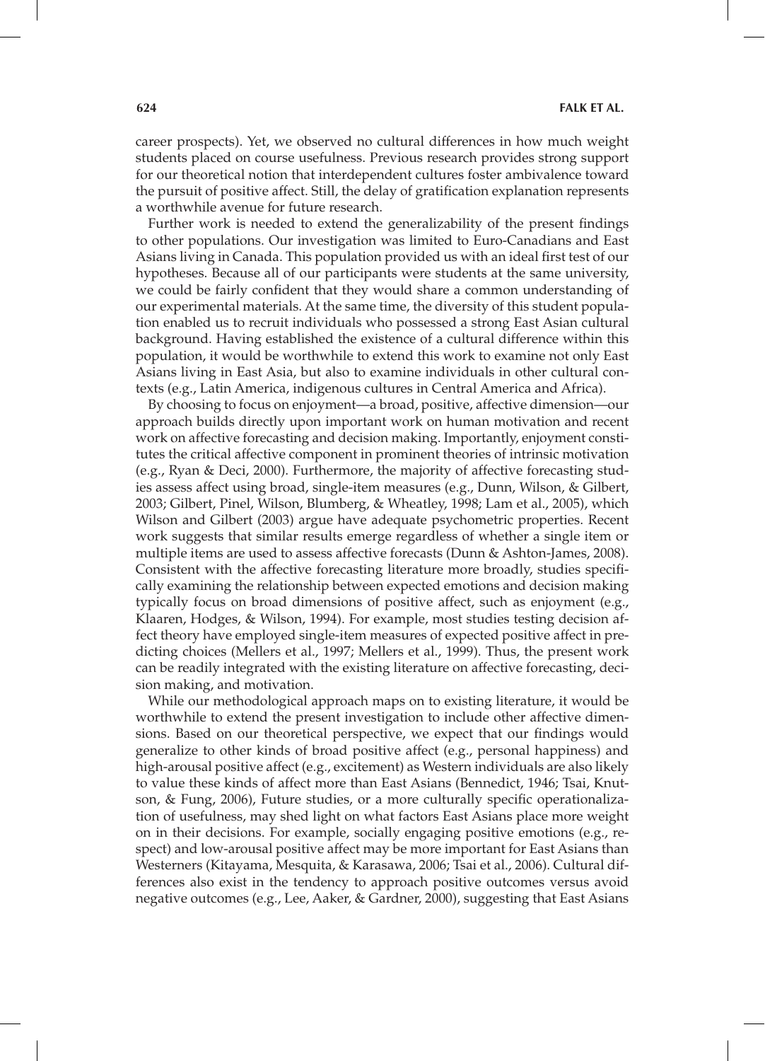career prospects). Yet, we observed no cultural differences in how much weight students placed on course usefulness. Previous research provides strong support for our theoretical notion that interdependent cultures foster ambivalence toward the pursuit of positive affect. Still, the delay of gratification explanation represents a worthwhile avenue for future research.

Further work is needed to extend the generalizability of the present findings to other populations. Our investigation was limited to Euro-Canadians and East Asians living in Canada. This population provided us with an ideal first test of our hypotheses. Because all of our participants were students at the same university, we could be fairly confident that they would share a common understanding of our experimental materials. At the same time, the diversity of this student population enabled us to recruit individuals who possessed a strong East Asian cultural background. Having established the existence of a cultural difference within this population, it would be worthwhile to extend this work to examine not only East Asians living in East Asia, but also to examine individuals in other cultural contexts (e.g., Latin America, indigenous cultures in Central America and Africa).

By choosing to focus on enjoyment—a broad, positive, affective dimension—our approach builds directly upon important work on human motivation and recent work on affective forecasting and decision making. Importantly, enjoyment constitutes the critical affective component in prominent theories of intrinsic motivation (e.g., Ryan & Deci, 2000). Furthermore, the majority of affective forecasting studies assess affect using broad, single-item measures (e.g., Dunn, Wilson, & Gilbert, 2003; Gilbert, Pinel, Wilson, Blumberg, & Wheatley, 1998; Lam et al., 2005), which Wilson and Gilbert (2003) argue have adequate psychometric properties. Recent work suggests that similar results emerge regardless of whether a single item or multiple items are used to assess affective forecasts (Dunn & Ashton-James, 2008). Consistent with the affective forecasting literature more broadly, studies specifically examining the relationship between expected emotions and decision making typically focus on broad dimensions of positive affect, such as enjoyment (e.g., Klaaren, Hodges, & Wilson, 1994). For example, most studies testing decision affect theory have employed single-item measures of expected positive affect in predicting choices (Mellers et al., 1997; Mellers et al., 1999). Thus, the present work can be readily integrated with the existing literature on affective forecasting, decision making, and motivation.

While our methodological approach maps on to existing literature, it would be worthwhile to extend the present investigation to include other affective dimensions. Based on our theoretical perspective, we expect that our findings would generalize to other kinds of broad positive affect (e.g., personal happiness) and high-arousal positive affect (e.g., excitement) as Western individuals are also likely to value these kinds of affect more than East Asians (Bennedict, 1946; Tsai, Knutson, & Fung, 2006), Future studies, or a more culturally specific operationalization of usefulness, may shed light on what factors East Asians place more weight on in their decisions. For example, socially engaging positive emotions (e.g., respect) and low-arousal positive affect may be more important for East Asians than Westerners (Kitayama, Mesquita, & Karasawa, 2006; Tsai et al., 2006). Cultural differences also exist in the tendency to approach positive outcomes versus avoid negative outcomes (e.g., Lee, Aaker, & Gardner, 2000), suggesting that East Asians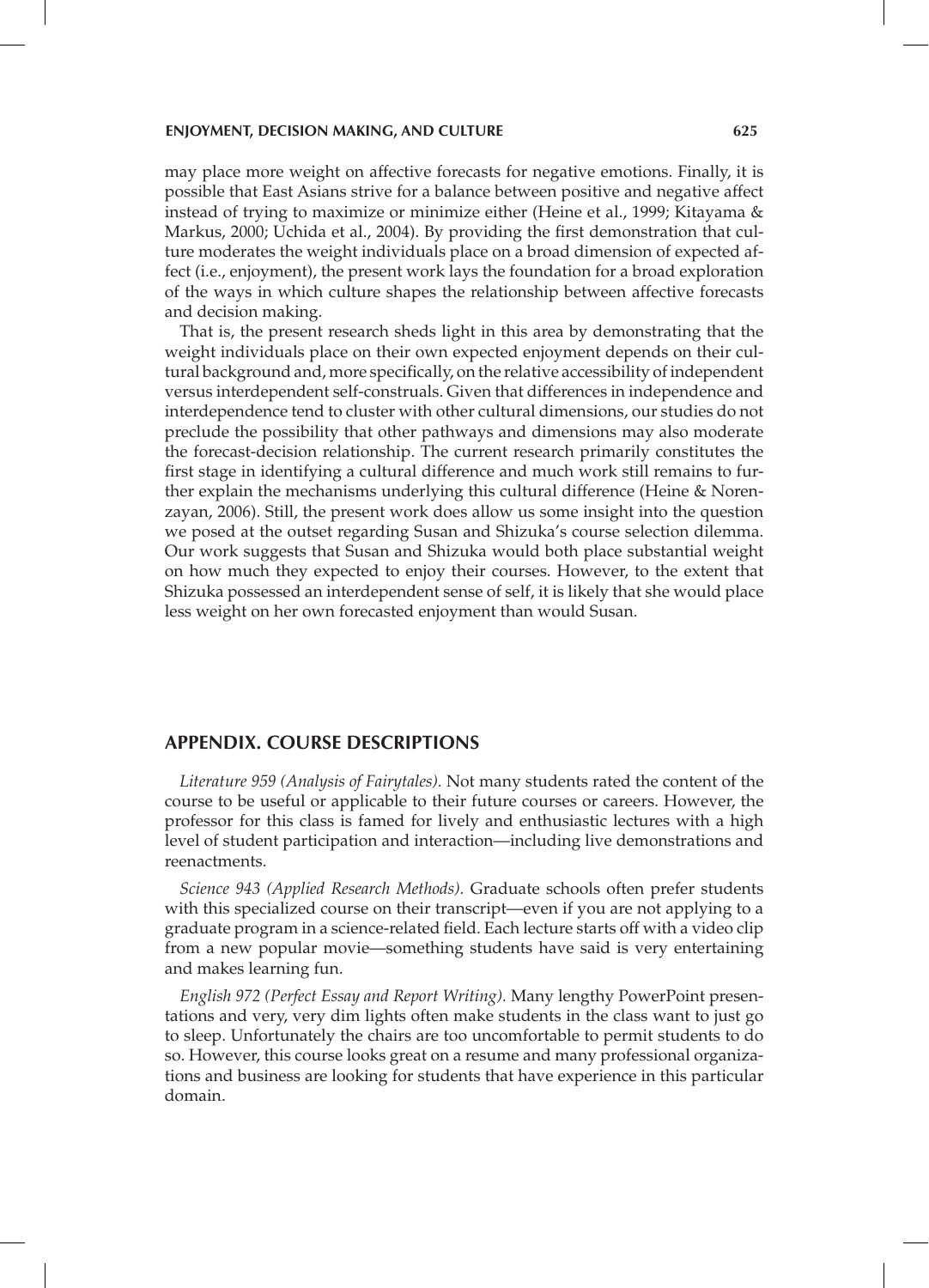may place more weight on affective forecasts for negative emotions. Finally, it is possible that East Asians strive for a balance between positive and negative affect instead of trying to maximize or minimize either (Heine et al., 1999; Kitayama & Markus, 2000; Uchida et al., 2004). By providing the first demonstration that culture moderates the weight individuals place on a broad dimension of expected affect (i.e., enjoyment), the present work lays the foundation for a broad exploration of the ways in which culture shapes the relationship between affective forecasts and decision making.

That is, the present research sheds light in this area by demonstrating that the weight individuals place on their own expected enjoyment depends on their cultural background and, more specifically, on the relative accessibility of independent versus interdependent self-construals. Given that differences in independence and interdependence tend to cluster with other cultural dimensions, our studies do not preclude the possibility that other pathways and dimensions may also moderate the forecast-decision relationship. The current research primarily constitutes the first stage in identifying a cultural difference and much work still remains to further explain the mechanisms underlying this cultural difference (Heine & Norenzayan, 2006). Still, the present work does allow us some insight into the question we posed at the outset regarding Susan and Shizuka's course selection dilemma. Our work suggests that Susan and Shizuka would both place substantial weight on how much they expected to enjoy their courses. However, to the extent that Shizuka possessed an interdependent sense of self, it is likely that she would place less weight on her own forecasted enjoyment than would Susan.

## APPENDIX. COURSE DESCRIPTIONS

*Literature 959 (Analysis of Fairytales).* Not many students rated the content of the course to be useful or applicable to their future courses or careers. However, the professor for this class is famed for lively and enthusiastic lectures with a high level of student participation and interaction—including live demonstrations and reenactments.

*Science 943 (Applied Research Methods).* Graduate schools often prefer students with this specialized course on their transcript—even if you are not applying to a graduate program in a science-related field. Each lecture starts off with a video clip from a new popular movie—something students have said is very entertaining and makes learning fun.

*English 972 (Perfect Essay and Report Writing).* Many lengthy PowerPoint presentations and very, very dim lights often make students in the class want to just go to sleep. Unfortunately the chairs are too uncomfortable to permit students to do so. However, this course looks great on a resume and many professional organizations and business are looking for students that have experience in this particular domain.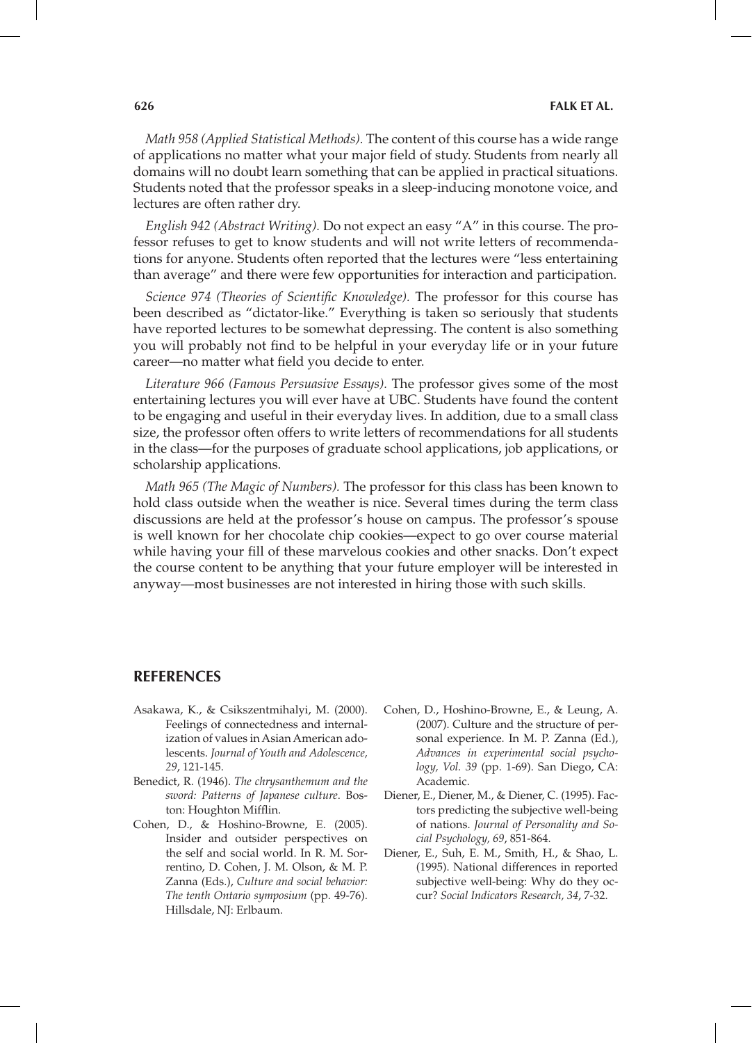*Math 958 (Applied Statistical Methods).* The content of this course has a wide range of applications no matter what your major field of study. Students from nearly all domains will no doubt learn something that can be applied in practical situations. Students noted that the professor speaks in a sleep-inducing monotone voice, and lectures are often rather dry.

*English 942 (Abstract Writing).* Do not expect an easy "A" in this course. The professor refuses to get to know students and will not write letters of recommendations for anyone. Students often reported that the lectures were "less entertaining than average" and there were few opportunities for interaction and participation.

*Science 974 (Theories of Scientific Knowledge).* The professor for this course has been described as "dictator-like." Everything is taken so seriously that students have reported lectures to be somewhat depressing. The content is also something you will probably not find to be helpful in your everyday life or in your future career—no matter what field you decide to enter.

*Literature 966 (Famous Persuasive Essays).* The professor gives some of the most entertaining lectures you will ever have at UBC. Students have found the content to be engaging and useful in their everyday lives. In addition, due to a small class size, the professor often offers to write letters of recommendations for all students in the class—for the purposes of graduate school applications, job applications, or scholarship applications.

*Math 965 (The Magic of Numbers).* The professor for this class has been known to hold class outside when the weather is nice. Several times during the term class discussions are held at the professor's house on campus. The professor's spouse is well known for her chocolate chip cookies—expect to go over course material while having your fill of these marvelous cookies and other snacks. Don't expect the course content to be anything that your future employer will be interested in anyway—most businesses are not interested in hiring those with such skills.

## REFERENCES

Asakawa, K., & Csikszentmihalyi, M. (2000). Feelings of connectedness and internalization of values in Asian American adolescents. *Journal of Youth and Adolescence, 29*, 121-145.

Benedict, R. (1946). *The chrysanthemum and the sword: Patterns of Japanese culture*. Boston: Houghton Mifflin.

Cohen, D., & Hoshino-Browne, E. (2005). Insider and outsider perspectives on the self and social world. In R. M. Sorrentino, D. Cohen, J. M. Olson, & M. P. Zanna (Eds.), *Culture and social behavior: The tenth Ontario symposium* (pp. 49-76). Hillsdale, NJ: Erlbaum.

Cohen, D., Hoshino-Browne, E., & Leung, A. (2007). Culture and the structure of personal experience. In M. P. Zanna (Ed.), *Advances in experimental social psychology, Vol. 39* (pp. 1-69). San Diego, CA: Academic.

Diener, E., Diener, M., & Diener, C. (1995). Factors predicting the subjective well-being of nations. *Journal of Personality and Social Psychology, 69*, 851-864.

Diener, E., Suh, E. M., Smith, H., & Shao, L. (1995). National differences in reported subjective well-being: Why do they occur? *Social Indicators Research, 34*, 7-32.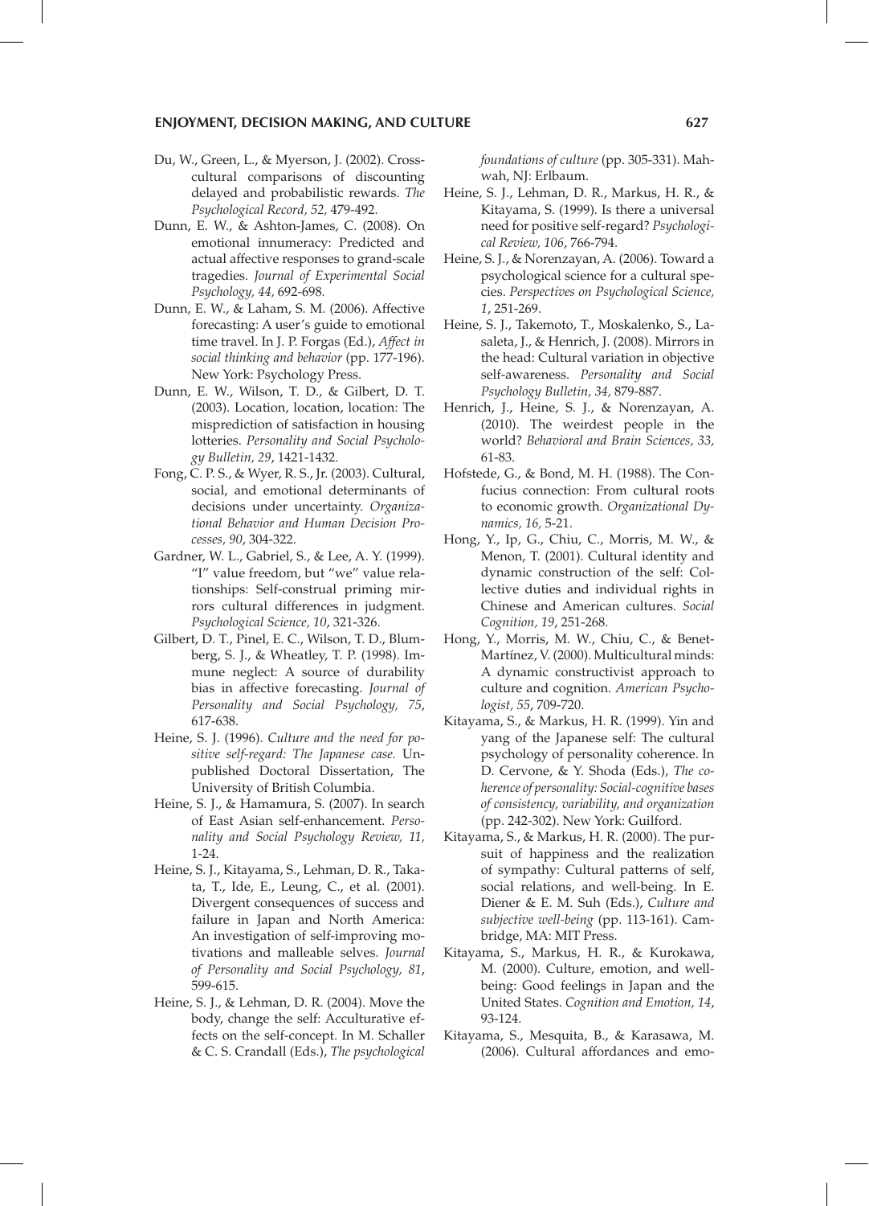Du, W., Green, L., & Myerson, J. (2002). Cross-cultural comparisons of discounting delayed and probabilistic rewards. *The Psychological Record, 52,* 479-492.

Dunn, E. W., & Ashton-James, C. (2008). On emotional innumeracy: Predicted and actual affective responses to grand-scale tragedies. *Journal of Experimental Social Psychology, 44,* 692-698.

Dunn, E. W., & Laham, S. M. (2006). Affective forecasting: A user's guide to emotional time travel. In J. P. Forgas (Ed.), *Affect in social thinking and behavior* (pp. 177-196). New York: Psychology Press.

Dunn, E. W., Wilson, T. D., & Gilbert, D. T. (2003). Location, location, location: The misprediction of satisfaction in housing lotteries. *Personality and Social Psychology Bulletin, 29*, 1421-1432.

Fong, C. P. S., & Wyer, R. S., Jr. (2003). Cultural, social, and emotional determinants of decisions under uncertainty. *Organizational Behavior and Human Decision Processes, 90*, 304-322.

Gardner, W. L., Gabriel, S., & Lee, A. Y. (1999). "I" value freedom, but "we" value relationships: Self-construal priming mirrors cultural differences in judgment. *Psychological Science, 10*, 321-326.

Gilbert, D. T., Pinel, E. C., Wilson, T. D., Blumberg, S. J., & Wheatley, T. P. (1998). Immune neglect: A source of durability bias in affective forecasting. *Journal of Personality and Social Psychology, 75*, 617-638.

Heine, S. J. (1996). *Culture and the need for positive self-regard: The Japanese case.* Unpublished Doctoral Dissertation, The University of British Columbia.

Heine, S. J., & Hamamura, S. (2007). In search of East Asian self-enhancement. *Personality and Social Psychology Review, 11,* 1-24.

Heine, S. J., Kitayama, S., Lehman, D. R., Takata, T., Ide, E., Leung, C., et al. (2001). Divergent consequences of success and failure in Japan and North America: An investigation of self-improving motivations and malleable selves. *Journal of Personality and Social Psychology, 81*, 599-615.

Heine, S. J., & Lehman, D. R. (2004). Move the body, change the self: Acculturative effects on the self-concept. In M. Schaller & C. S. Crandall (Eds.), *The psychological foundations of culture* (pp. 305-331). Mahwah, NJ: Erlbaum.

Heine, S. J., Lehman, D. R., Markus, H. R., & Kitayama, S. (1999). Is there a universal need for positive self-regard? *Psychological Review, 106*, 766-794.

Heine, S. J., & Norenzayan, A. (2006). Toward a psychological science for a cultural species. *Perspectives on Psychological Science, 1*, 251-269.

Heine, S. J., Takemoto, T., Moskalenko, S., Lasaleta, J., & Henrich, J. (2008). Mirrors in the head: Cultural variation in objective self-awareness. *Personality and Social Psychology Bulletin, 34,* 879-887.

Henrich, J., Heine, S. J., & Norenzayan, A. (2010). The weirdest people in the world? *Behavioral and Brain Sciences, 33,* 61-83.

Hofstede, G., & Bond, M. H. (1988). The Confucius connection: From cultural roots to economic growth. *Organizational Dynamics, 16,* 5-21.

Hong, Y., Ip, G., Chiu, C., Morris, M. W., & Menon, T. (2001). Cultural identity and dynamic construction of the self: Collective duties and individual rights in Chinese and American cultures. *Social Cognition, 19*, 251-268.

Hong, Y., Morris, M. W., Chiu, C., & Benet-Martínez, V. (2000). Multicultural minds: A dynamic constructivist approach to culture and cognition. *American Psychologist, 55*, 709-720.

Kitayama, S., & Markus, H. R. (1999). Yin and yang of the Japanese self: The cultural psychology of personality coherence. In D. Cervone, & Y. Shoda (Eds.), *The coherence of personality: Social-cognitive bases of consistency, variability, and organization* (pp. 242-302). New York: Guilford.

Kitayama, S., & Markus, H. R. (2000). The pursuit of happiness and the realization of sympathy: Cultural patterns of self, social relations, and well-being. In E. Diener & E. M. Suh (Eds.), *Culture and subjective well-being* (pp. 113-161). Cambridge, MA: MIT Press.

Kitayama, S., Markus, H. R., & Kurokawa, M. (2000). Culture, emotion, and well-being: Good feelings in Japan and the United States. *Cognition and Emotion, 14*, 93-124.

Kitayama, S., Mesquita, B., & Karasawa, M. (2006). Cultural affordances and emo-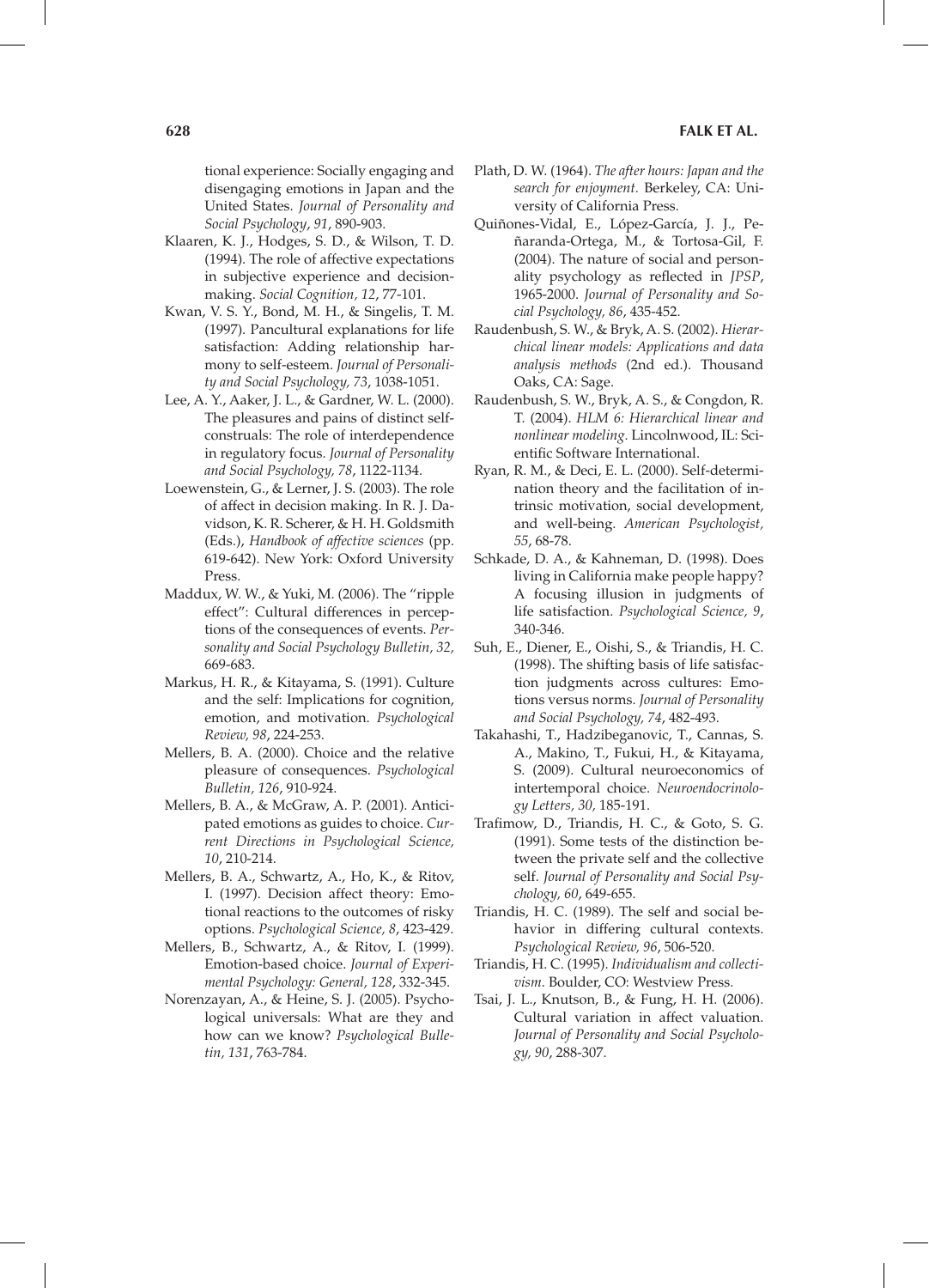tional experience: Socially engaging and disengaging emotions in Japan and the United States. *Journal of Personality and Social Psychology*, *91*, 890-903.

Klaaren, K. J., Hodges, S. D., & Wilson, T. D. (1994). The role of affective expectations in subjective experience and decision-making. *Social Cognition, 12*, 77-101.

Kwan, V. S. Y., Bond, M. H., & Singelis, T. M. (1997). Pancultural explanations for life satisfaction: Adding relationship harmony to self-esteem. *Journal of Personality and Social Psychology, 73*, 1038-1051.

Lee, A. Y., Aaker, J. L., & Gardner, W. L. (2000). The pleasures and pains of distinct self-construals: The role of interdependence in regulatory focus. *Journal of Personality and Social Psychology, 78*, 1122-1134.

Loewenstein, G., & Lerner, J. S. (2003). The role of affect in decision making. In R. J. Davidson, K. R. Scherer, & H. H. Goldsmith (Eds.), *Handbook of affective sciences* (pp. 619-642). New York: Oxford University Press.

Maddux, W. W., & Yuki, M. (2006). The "ripple effect": Cultural differences in perceptions of the consequences of events. *Personality and Social Psychology Bulletin, 32,* 669-683.

Markus, H. R., & Kitayama, S. (1991). Culture and the self: Implications for cognition, emotion, and motivation. *Psychological Review, 98*, 224-253.

Mellers, B. A. (2000). Choice and the relative pleasure of consequences. *Psychological Bulletin, 126*, 910-924.

Mellers, B. A., & McGraw, A. P. (2001). Anticipated emotions as guides to choice. *Current Directions in Psychological Science, 10*, 210-214.

Mellers, B. A., Schwartz, A., Ho, K., & Ritov, I. (1997). Decision affect theory: Emotional reactions to the outcomes of risky options. *Psychological Science, 8*, 423-429.

Mellers, B., Schwartz, A., & Ritov, I. (1999). Emotion-based choice. *Journal of Experimental Psychology: General, 128*, 332-345.

Norenzayan, A., & Heine, S. J. (2005). Psychological universals: What are they and how can we know? *Psychological Bulletin, 131*, 763-784.

Plath, D. W. (1964). *The after hours: Japan and the search for enjoyment.* Berkeley, CA: University of California Press.

Quiñones-Vidal, E., López-García, J. J., Peñaranda-Ortega, M., & Tortosa-Gil, F. (2004). The nature of social and personality psychology as reflected in *JPSP*, 1965-2000. *Journal of Personality and Social Psychology, 86*, 435-452.

Raudenbush, S. W., & Bryk, A. S. (2002). *Hierarchical linear models: Applications and data analysis methods* (2nd ed.). Thousand Oaks, CA: Sage.

Raudenbush, S. W., Bryk, A. S., & Congdon, R. T. (2004). *HLM 6: Hierarchical linear and nonlinear modeling.* Lincolnwood, IL: Scientific Software International.

Ryan, R. M., & Deci, E. L. (2000). Self-determination theory and the facilitation of intrinsic motivation, social development, and well-being. *American Psychologist, 55*, 68-78.

Schkade, D. A., & Kahneman, D. (1998). Does living in California make people happy? A focusing illusion in judgments of life satisfaction. *Psychological Science, 9*, 340-346.

Suh, E., Diener, E., Oishi, S., & Triandis, H. C. (1998). The shifting basis of life satisfaction judgments across cultures: Emotions versus norms. *Journal of Personality and Social Psychology, 74*, 482-493.

Takahashi, T., Hadzibeganovic, T., Cannas, S. A., Makino, T., Fukui, H., & Kitayama, S. (2009). Cultural neuroeconomics of intertemporal choice. *Neuroendocrinology Letters, 30,* 185-191.

Trafimow, D., Triandis, H. C., & Goto, S. G. (1991). Some tests of the distinction between the private self and the collective self. *Journal of Personality and Social Psychology, 60*, 649-655.

Triandis, H. C. (1989). The self and social behavior in differing cultural contexts. *Psychological Review, 96*, 506-520.

Triandis, H. C. (1995). *Individualism and collectivism*. Boulder, CO: Westview Press.

Tsai, J. L., Knutson, B., & Fung, H. H. (2006). Cultural variation in affect valuation. *Journal of Personality and Social Psychology, 90*, 288-307.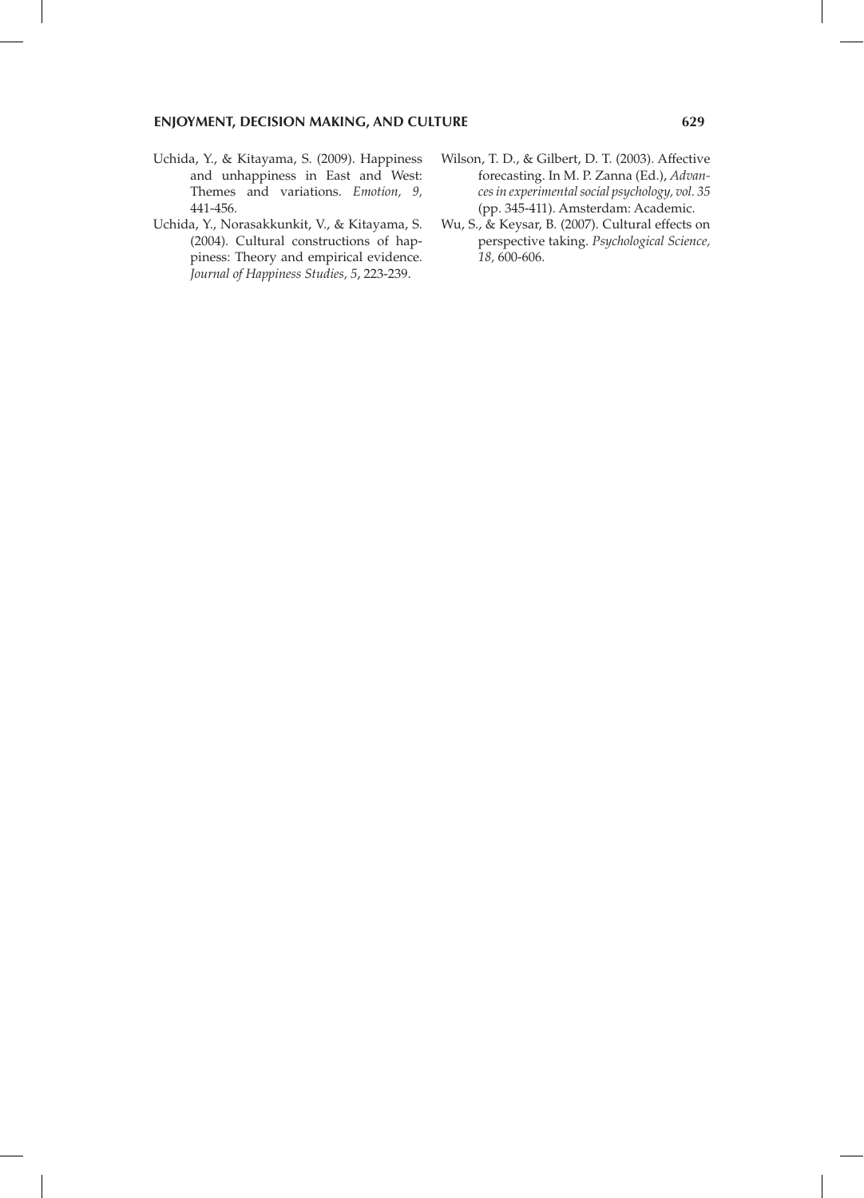Uchida, Y., & Kitayama, S. (2009). Happiness and unhappiness in East and West: Themes and variations. *Emotion, 9*, 441-456.

Uchida, Y., Norasakkunkit, V., & Kitayama, S. (2004). Cultural constructions of happiness: Theory and empirical evidence. *Journal of Happiness Studies, 5*, 223-239.

Wilson, T. D., & Gilbert, D. T. (2003). Affective forecasting. In M. P. Zanna (Ed.), *Advances in experimental social psychology, vol. 35* (pp. 345-411). Amsterdam: Academic.

Wu, S., & Keysar, B. (2007). Cultural effects on perspective taking. *Psychological Science, 18,* 600-606.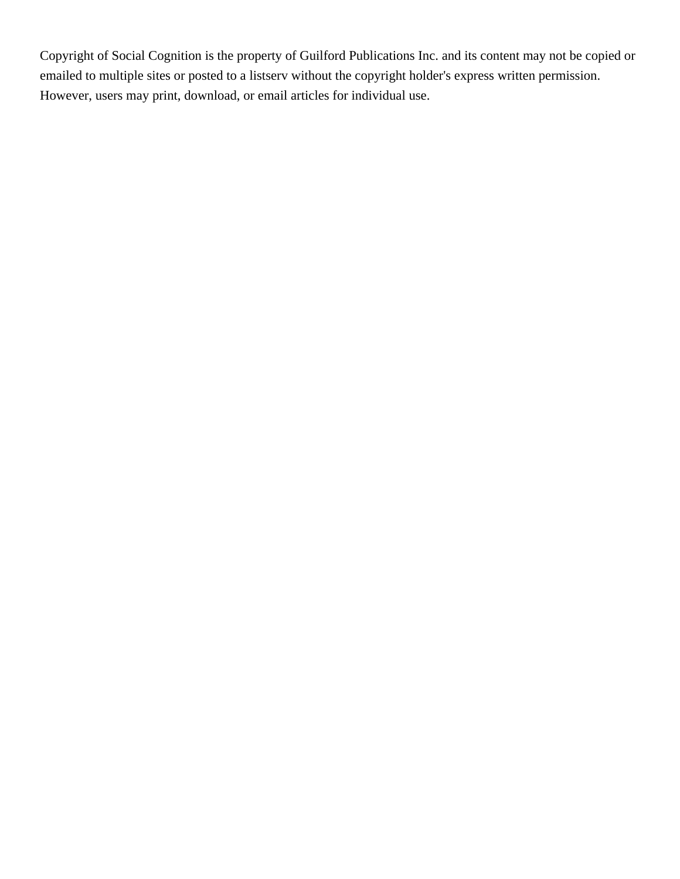Copyright of Social Cognition is the property of Guilford Publications Inc. and its content may not be copied or emailed to multiple sites or posted to a listserv without the copyright holder's express written permission. However, users may print, download, or email articles for individual use.